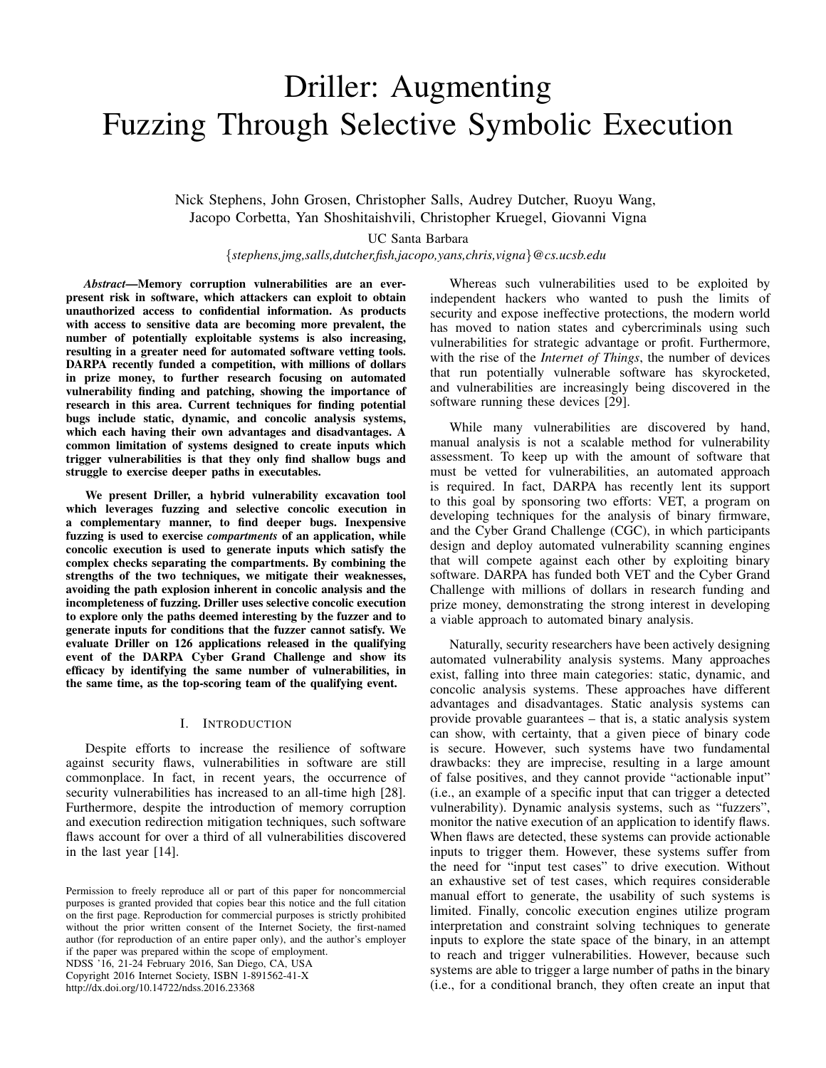# Driller: Augmenting Fuzzing Through Selective Symbolic Execution

Nick Stephens, John Grosen, Christopher Salls, Audrey Dutcher, Ruoyu Wang, Jacopo Corbetta, Yan Shoshitaishvili, Christopher Kruegel, Giovanni Vigna

UC Santa Barbara

{*stephens,jmg,salls,dutcher,fish,jacopo,yans,chris,vigna*}*@cs.ucsb.edu*

***Abstract*—Memory corruption vulnerabilities are an ever-present risk in software, which attackers can exploit to obtain unauthorized access to confidential information. As products with access to sensitive data are becoming more prevalent, the number of potentially exploitable systems is also increasing, resulting in a greater need for automated software vetting tools. DARPA recently funded a competition, with millions of dollars in prize money, to further research focusing on automated vulnerability finding and patching, showing the importance of research in this area. Current techniques for finding potential bugs include static, dynamic, and concolic analysis systems, which each having their own advantages and disadvantages. A common limitation of systems designed to create inputs which trigger vulnerabilities is that they only find shallow bugs and struggle to exercise deeper paths in executables.**

**We present Driller, a hybrid vulnerability excavation tool which leverages fuzzing and selective concolic execution in a complementary manner, to find deeper bugs. Inexpensive fuzzing is used to exercise *compartments* of an application, while concolic execution is used to generate inputs which satisfy the complex checks separating the compartments. By combining the strengths of the two techniques, we mitigate their weaknesses, avoiding the path explosion inherent in concolic analysis and the incompleteness of fuzzing. Driller uses selective concolic execution to explore only the paths deemed interesting by the fuzzer and to generate inputs for conditions that the fuzzer cannot satisfy. We evaluate Driller on 126 applications released in the qualifying event of the DARPA Cyber Grand Challenge and show its efficacy by identifying the same number of vulnerabilities, in the same time, as the top-scoring team of the qualifying event.**

## I. Introduction

Despite efforts to increase the resilience of software against security flaws, vulnerabilities in software are still commonplace. In fact, in recent years, the occurrence of security vulnerabilities has increased to an all-time high [28]. Furthermore, despite the introduction of memory corruption and execution redirection mitigation techniques, such software flaws account for over a third of all vulnerabilities discovered in the last year [14].

Whereas such vulnerabilities used to be exploited by independent hackers who wanted to push the limits of security and expose ineffective protections, the modern world has moved to nation states and cybercriminals using such vulnerabilities for strategic advantage or profit. Furthermore, with the rise of the *Internet of Things*, the number of devices that run potentially vulnerable software has skyrocketed, and vulnerabilities are increasingly being discovered in the software running these devices [29].

While many vulnerabilities are discovered by hand, manual analysis is not a scalable method for vulnerability assessment. To keep up with the amount of software that must be vetted for vulnerabilities, an automated approach is required. In fact, DARPA has recently lent its support to this goal by sponsoring two efforts: VET, a program on developing techniques for the analysis of binary firmware, and the Cyber Grand Challenge (CGC), in which participants design and deploy automated vulnerability scanning engines that will compete against each other by exploiting binary software. DARPA has funded both VET and the Cyber Grand Challenge with millions of dollars in research funding and prize money, demonstrating the strong interest in developing a viable approach to automated binary analysis.

Naturally, security researchers have been actively designing automated vulnerability analysis systems. Many approaches exist, falling into three main categories: static, dynamic, and concolic analysis systems. These approaches have different advantages and disadvantages. Static analysis systems can provide provable guarantees – that is, a static analysis system can show, with certainty, that a given piece of binary code is secure. However, such systems have two fundamental drawbacks: they are imprecise, resulting in a large amount of false positives, and they cannot provide "actionable input" (i.e., an example of a specific input that can trigger a detected vulnerability). Dynamic analysis systems, such as "fuzzers", monitor the native execution of an application to identify flaws. When flaws are detected, these systems can provide actionable inputs to trigger them. However, these systems suffer from the need for "input test cases" to drive execution. Without an exhaustive set of test cases, which requires considerable manual effort to generate, the usability of such systems is limited. Finally, concolic execution engines utilize program interpretation and constraint solving techniques to generate inputs to explore the state space of the binary, in an attempt to reach and trigger vulnerabilities. However, because such systems are able to trigger a large number of paths in the binary (i.e., for a conditional branch, they often create an input that

Permission to freely reproduce all or part of this paper for noncommercial purposes is granted provided that copies bear this notice and the full citation on the first page. Reproduction for commercial purposes is strictly prohibited without the prior written consent of the Internet Society, the first-named author (for reproduction of an entire paper only), and the author's employer if the paper was prepared within the scope of employment.
NDSS '16, 21-24 February 2016, San Diego, CA, USA
Copyright 2016 Internet Society, ISBN 1-891562-41-X
http://dx.doi.org/10.14722/ndss.2016.23368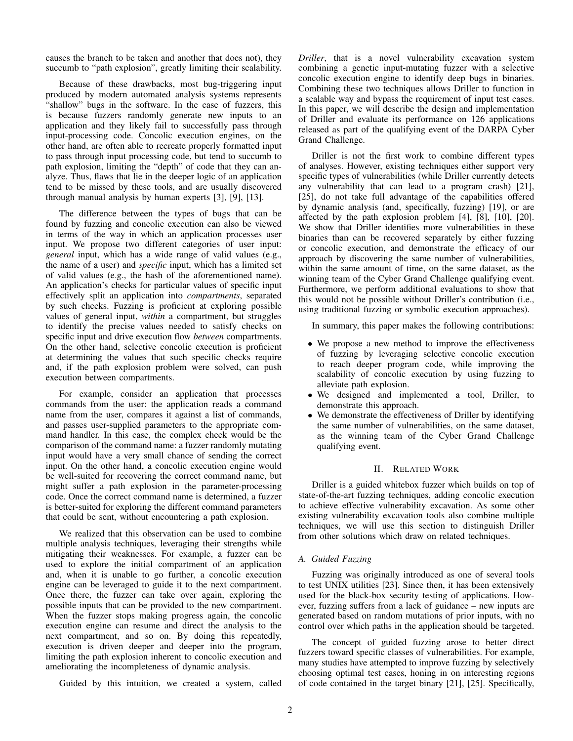causes the branch to be taken and another that does not), they succumb to "path explosion", greatly limiting their scalability.

Because of these drawbacks, most bug-triggering input produced by modern automated analysis systems represents "shallow" bugs in the software. In the case of fuzzers, this is because fuzzers randomly generate new inputs to an application and they likely fail to successfully pass through input-processing code. Concolic execution engines, on the other hand, are often able to recreate properly formatted input to pass through input processing code, but tend to succumb to path explosion, limiting the "depth" of code that they can analyze. Thus, flaws that lie in the deeper logic of an application tend to be missed by these tools, and are usually discovered through manual analysis by human experts [3], [9], [13].

The difference between the types of bugs that can be found by fuzzing and concolic execution can also be viewed in terms of the way in which an application processes user input. We propose two different categories of user input: *general* input, which has a wide range of valid values (e.g., the name of a user) and *specific* input, which has a limited set of valid values (e.g., the hash of the aforementioned name). An application's checks for particular values of specific input effectively split an application into *compartments*, separated by such checks. Fuzzing is proficient at exploring possible values of general input, *within* a compartment, but struggles to identify the precise values needed to satisfy checks on specific input and drive execution flow *between* compartments. On the other hand, selective concolic execution is proficient at determining the values that such specific checks require and, if the path explosion problem were solved, can push execution between compartments.

For example, consider an application that processes commands from the user: the application reads a command name from the user, compares it against a list of commands, and passes user-supplied parameters to the appropriate command handler. In this case, the complex check would be the comparison of the command name: a fuzzer randomly mutating input would have a very small chance of sending the correct input. On the other hand, a concolic execution engine would be well-suited for recovering the correct command name, but might suffer a path explosion in the parameter-processing code. Once the correct command name is determined, a fuzzer is better-suited for exploring the different command parameters that could be sent, without encountering a path explosion.

We realized that this observation can be used to combine multiple analysis techniques, leveraging their strengths while mitigating their weaknesses. For example, a fuzzer can be used to explore the initial compartment of an application and, when it is unable to go further, a concolic execution engine can be leveraged to guide it to the next compartment. Once there, the fuzzer can take over again, exploring the possible inputs that can be provided to the new compartment. When the fuzzer stops making progress again, the concolic execution engine can resume and direct the analysis to the next compartment, and so on. By doing this repeatedly, execution is driven deeper and deeper into the program, limiting the path explosion inherent to concolic execution and ameliorating the incompleteness of dynamic analysis.

Guided by this intuition, we created a system, called *Driller*, that is a novel vulnerability excavation system combining a genetic input-mutating fuzzer with a selective concolic execution engine to identify deep bugs in binaries. Combining these two techniques allows Driller to function in a scalable way and bypass the requirement of input test cases. In this paper, we will describe the design and implementation of Driller and evaluate its performance on 126 applications released as part of the qualifying event of the DARPA Cyber Grand Challenge.

Driller is not the first work to combine different types of analyses. However, existing techniques either support very specific types of vulnerabilities (while Driller currently detects any vulnerability that can lead to a program crash) [21], [25], do not take full advantage of the capabilities offered by dynamic analysis (and, specifically, fuzzing) [19], or are affected by the path explosion problem [4], [8], [10], [20]. We show that Driller identifies more vulnerabilities in these binaries than can be recovered separately by either fuzzing or concolic execution, and demonstrate the efficacy of our approach by discovering the same number of vulnerabilities, within the same amount of time, on the same dataset, as the winning team of the Cyber Grand Challenge qualifying event. Furthermore, we perform additional evaluations to show that this would not be possible without Driller's contribution (i.e., using traditional fuzzing or symbolic execution approaches).

In summary, this paper makes the following contributions:

- We propose a new method to improve the effectiveness of fuzzing by leveraging selective concolic execution to reach deeper program code, while improving the scalability of concolic execution by using fuzzing to alleviate path explosion.
- We designed and implemented a tool, Driller, to demonstrate this approach.
- We demonstrate the effectiveness of Driller by identifying the same number of vulnerabilities, on the same dataset, as the winning team of the Cyber Grand Challenge qualifying event.

## II. Related Work

Driller is a guided whitebox fuzzer which builds on top of state-of-the-art fuzzing techniques, adding concolic execution to achieve effective vulnerability excavation. As some other existing vulnerability excavation tools also combine multiple techniques, we will use this section to distinguish Driller from other solutions which draw on related techniques.

### A. Guided Fuzzing

Fuzzing was originally introduced as one of several tools to test UNIX utilities [23]. Since then, it has been extensively used for the black-box security testing of applications. However, fuzzing suffers from a lack of guidance – new inputs are generated based on random mutations of prior inputs, with no control over which paths in the application should be targeted.

The concept of guided fuzzing arose to better direct fuzzers toward specific classes of vulnerabilities. For example, many studies have attempted to improve fuzzing by selectively choosing optimal test cases, honing in on interesting regions of code contained in the target binary [21], [25]. Specifically,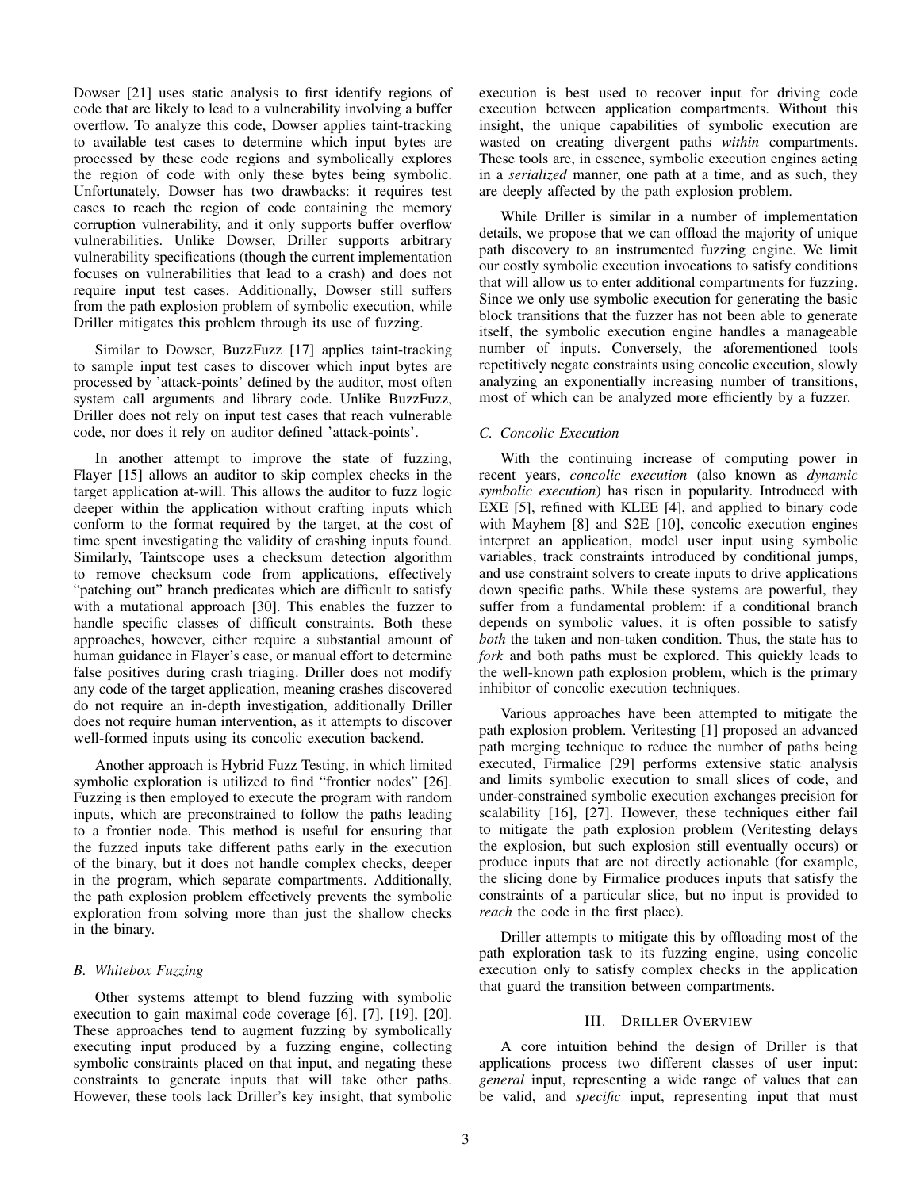Dowser [21] uses static analysis to first identify regions of code that are likely to lead to a vulnerability involving a buffer overflow. To analyze this code, Dowser applies taint-tracking to available test cases to determine which input bytes are processed by these code regions and symbolically explores the region of code with only these bytes being symbolic. Unfortunately, Dowser has two drawbacks: it requires test cases to reach the region of code containing the memory corruption vulnerability, and it only supports buffer overflow vulnerabilities. Unlike Dowser, Driller supports arbitrary vulnerability specifications (though the current implementation focuses on vulnerabilities that lead to a crash) and does not require input test cases. Additionally, Dowser still suffers from the path explosion problem of symbolic execution, while Driller mitigates this problem through its use of fuzzing.

Similar to Dowser, BuzzFuzz [17] applies taint-tracking to sample input test cases to discover which input bytes are processed by 'attack-points' defined by the auditor, most often system call arguments and library code. Unlike BuzzFuzz, Driller does not rely on input test cases that reach vulnerable code, nor does it rely on auditor defined 'attack-points'.

In another attempt to improve the state of fuzzing, Flayer [15] allows an auditor to skip complex checks in the target application at-will. This allows the auditor to fuzz logic deeper within the application without crafting inputs which conform to the format required by the target, at the cost of time spent investigating the validity of crashing inputs found. Similarly, Taintscope uses a checksum detection algorithm to remove checksum code from applications, effectively "patching out" branch predicates which are difficult to satisfy with a mutational approach [30]. This enables the fuzzer to handle specific classes of difficult constraints. Both these approaches, however, either require a substantial amount of human guidance in Flayer's case, or manual effort to determine false positives during crash triaging. Driller does not modify any code of the target application, meaning crashes discovered do not require an in-depth investigation, additionally Driller does not require human intervention, as it attempts to discover well-formed inputs using its concolic execution backend.

Another approach is Hybrid Fuzz Testing, in which limited symbolic exploration is utilized to find "frontier nodes" [26]. Fuzzing is then employed to execute the program with random inputs, which are preconstrained to follow the paths leading to a frontier node. This method is useful for ensuring that the fuzzed inputs take different paths early in the execution of the binary, but it does not handle complex checks, deeper in the program, which separate compartments. Additionally, the path explosion problem effectively prevents the symbolic exploration from solving more than just the shallow checks in the binary.

### B. Whitebox Fuzzing

Other systems attempt to blend fuzzing with symbolic execution to gain maximal code coverage [6], [7], [19], [20]. These approaches tend to augment fuzzing by symbolically executing input produced by a fuzzing engine, collecting symbolic constraints placed on that input, and negating these constraints to generate inputs that will take other paths. However, these tools lack Driller's key insight, that symbolic execution is best used to recover input for driving code execution between application compartments. Without this insight, the unique capabilities of symbolic execution are wasted on creating divergent paths *within* compartments. These tools are, in essence, symbolic execution engines acting in a *serialized* manner, one path at a time, and as such, they are deeply affected by the path explosion problem.

While Driller is similar in a number of implementation details, we propose that we can offload the majority of unique path discovery to an instrumented fuzzing engine. We limit our costly symbolic execution invocations to satisfy conditions that will allow us to enter additional compartments for fuzzing. Since we only use symbolic execution for generating the basic block transitions that the fuzzer has not been able to generate itself, the symbolic execution engine handles a manageable number of inputs. Conversely, the aforementioned tools repetitively negate constraints using concolic execution, slowly analyzing an exponentially increasing number of transitions, most of which can be analyzed more efficiently by a fuzzer.

### C. Concolic Execution

With the continuing increase of computing power in recent years, *concolic execution* (also known as *dynamic symbolic execution*) has risen in popularity. Introduced with EXE [5], refined with KLEE [4], and applied to binary code with Mayhem [8] and S2E [10], concolic execution engines interpret an application, model user input using symbolic variables, track constraints introduced by conditional jumps, and use constraint solvers to create inputs to drive applications down specific paths. While these systems are powerful, they suffer from a fundamental problem: if a conditional branch depends on symbolic values, it is often possible to satisfy *both* the taken and non-taken condition. Thus, the state has to *fork* and both paths must be explored. This quickly leads to the well-known path explosion problem, which is the primary inhibitor of concolic execution techniques.

Various approaches have been attempted to mitigate the path explosion problem. Veritesting [1] proposed an advanced path merging technique to reduce the number of paths being executed, Firmalice [29] performs extensive static analysis and limits symbolic execution to small slices of code, and under-constrained symbolic execution exchanges precision for scalability [16], [27]. However, these techniques either fail to mitigate the path explosion problem (Veritesting delays the explosion, but such explosion still eventually occurs) or produce inputs that are not directly actionable (for example, the slicing done by Firmalice produces inputs that satisfy the constraints of a particular slice, but no input is provided to *reach* the code in the first place).

Driller attempts to mitigate this by offloading most of the path exploration task to its fuzzing engine, using concolic execution only to satisfy complex checks in the application that guard the transition between compartments.

## III. Driller Overview

A core intuition behind the design of Driller is that applications process two different classes of user input: *general* input, representing a wide range of values that can be valid, and *specific* input, representing input that must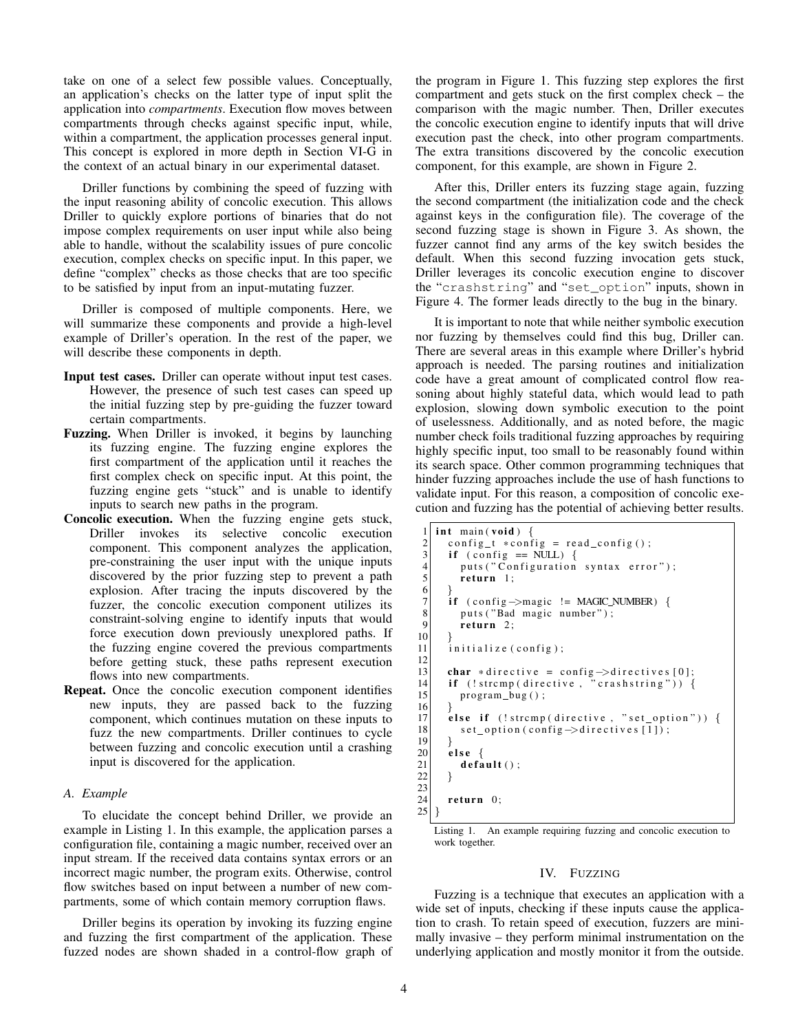take on one of a select few possible values. Conceptually, an application's checks on the latter type of input split the application into *compartments*. Execution flow moves between compartments through checks against specific input, while, within a compartment, the application processes general input. This concept is explored in more depth in Section VI-G in the context of an actual binary in our experimental dataset.

Driller functions by combining the speed of fuzzing with the input reasoning ability of concolic execution. This allows Driller to quickly explore portions of binaries that do not impose complex requirements on user input while also being able to handle, without the scalability issues of pure concolic execution, complex checks on specific input. In this paper, we define "complex" checks as those checks that are too specific to be satisfied by input from an input-mutating fuzzer.

Driller is composed of multiple components. Here, we will summarize these components and provide a high-level example of Driller's operation. In the rest of the paper, we will describe these components in depth.

**Input test cases.** Driller can operate without input test cases. However, the presence of such test cases can speed up the initial fuzzing step by pre-guiding the fuzzer toward certain compartments.

**Fuzzing.** When Driller is invoked, it begins by launching its fuzzing engine. The fuzzing engine explores the first compartment of the application until it reaches the first complex check on specific input. At this point, the fuzzing engine gets "stuck" and is unable to identify inputs to search new paths in the program.

**Concolic execution.** When the fuzzing engine gets stuck, Driller invokes its selective concolic execution component. This component analyzes the application, pre-constraining the user input with the unique inputs discovered by the prior fuzzing step to prevent a path explosion. After tracing the inputs discovered by the fuzzer, the concolic execution component utilizes its constraint-solving engine to identify inputs that would force execution down previously unexplored paths. If the fuzzing engine covered the previous compartments before getting stuck, these paths represent execution flows into new compartments.

**Repeat.** Once the concolic execution component identifies new inputs, they are passed back to the fuzzing component, which continues mutation on these inputs to fuzz the new compartments. Driller continues to cycle between fuzzing and concolic execution until a crashing input is discovered for the application.

### A. Example

To elucidate the concept behind Driller, we provide an example in Listing 1. In this example, the application parses a configuration file, containing a magic number, received over an input stream. If the received data contains syntax errors or an incorrect magic number, the program exits. Otherwise, control flow switches based on input between a number of new compartments, some of which contain memory corruption flaws.

Driller begins its operation by invoking its fuzzing engine and fuzzing the first compartment of the application. These fuzzed nodes are shown shaded in a control-flow graph of the program in Figure 1. This fuzzing step explores the first compartment and gets stuck on the first complex check – the comparison with the magic number. Then, Driller executes the concolic execution engine to identify inputs that will drive execution past the check, into other program compartments. The extra transitions discovered by the concolic execution component, for this example, are shown in Figure 2.

After this, Driller enters its fuzzing stage again, fuzzing the second compartment (the initialization code and the check against keys in the configuration file). The coverage of the second fuzzing stage is shown in Figure 3. As shown, the fuzzer cannot find any arms of the key switch besides the default. When this second fuzzing invocation gets stuck, Driller leverages its concolic execution engine to discover the "`crashstring`" and "`set_option`" inputs, shown in Figure 4. The former leads directly to the bug in the binary.

It is important to note that while neither symbolic execution nor fuzzing by themselves could find this bug, Driller can. There are several areas in this example where Driller's hybrid approach is needed. The parsing routines and initialization code have a great amount of complicated control flow reasoning about highly stateful data, which would lead to path explosion, slowing down symbolic execution to the point of uselessness. Additionally, and as noted before, the magic number check foils traditional fuzzing approaches by requiring highly specific input, too small to be reasonably found within its search space. Other common programming techniques that hinder fuzzing approaches include the use of hash functions to validate input. For this reason, a composition of concolic execution and fuzzing has the potential of achieving better results.

```
1  int main(void) {
2    config_t *config = read_config();
3    if (config == NULL) {
4      puts("Configuration syntax error");
5      return 1;
6    }
7    if (config->magic != MAGIC_NUMBER) {
8      puts("Bad magic number");
9      return 2;
10   }
11   initialize(config);
12
13   char *directive = config->directives[0];
14   if (!strcmp(directive, "crashstring")) {
15     program_bug();
16   }
17   else if (!strcmp(directive, "set_option")) {
18     set_option(config->directives[1]);
19   }
20   else {
21     default();
22   }
23
24   return 0;
25 }
```

Listing 1. An example requiring fuzzing and concolic execution to work together.

## IV. Fuzzing

Fuzzing is a technique that executes an application with a wide set of inputs, checking if these inputs cause the application to crash. To retain speed of execution, fuzzers are minimally invasive – they perform minimal instrumentation on the underlying application and mostly monitor it from the outside.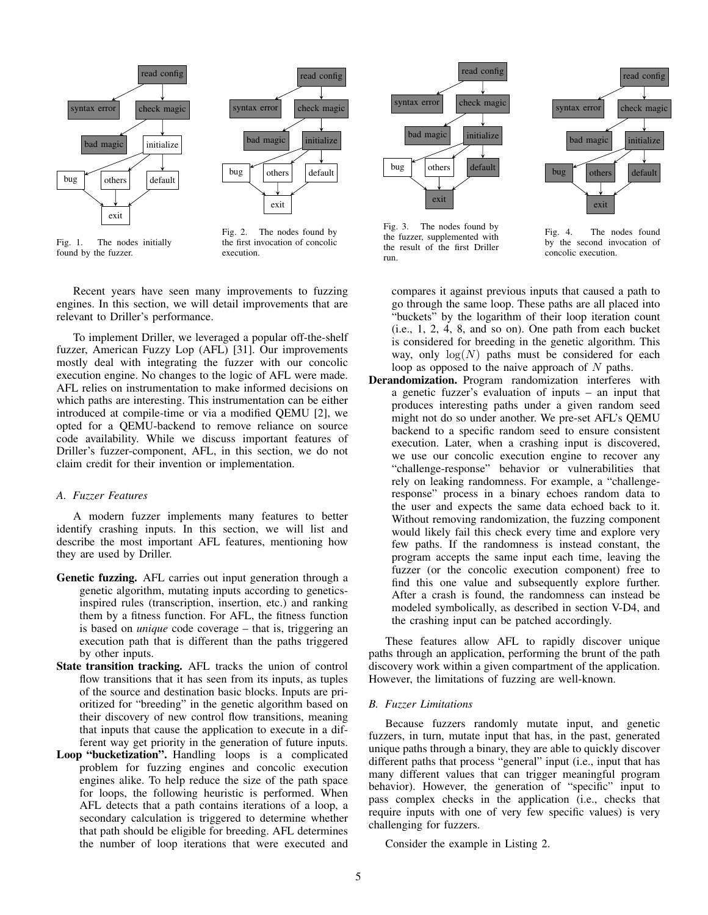Fig. 1. The nodes initially found by the fuzzer.

Fig. 2. The nodes found by the first invocation of concolic execution.

Fig. 3. The nodes found by the fuzzer, supplemented with the result of the first Driller run.

Fig. 4. The nodes found by the second invocation of concolic execution.

Recent years have seen many improvements to fuzzing engines. In this section, we will detail improvements that are relevant to Driller's performance.

To implement Driller, we leveraged a popular off-the-shelf fuzzer, American Fuzzy Lop (AFL) [31]. Our improvements mostly deal with integrating the fuzzer with our concolic execution engine. No changes to the logic of AFL were made. AFL relies on instrumentation to make informed decisions on which paths are interesting. This instrumentation can be either introduced at compile-time or via a modified QEMU [2], we opted for a QEMU-backend to remove reliance on source code availability. While we discuss important features of Driller's fuzzer-component, AFL, in this section, we do not claim credit for their invention or implementation.

### A. Fuzzer Features

A modern fuzzer implements many features to better identify crashing inputs. In this section, we will list and describe the most important AFL features, mentioning how they are used by Driller.

**Genetic fuzzing.** AFL carries out input generation through a genetic algorithm, mutating inputs according to genetics-inspired rules (transcription, insertion, etc.) and ranking them by a fitness function. For AFL, the fitness function is based on *unique* code coverage – that is, triggering an execution path that is different than the paths triggered by other inputs.

**State transition tracking.** AFL tracks the union of control flow transitions that it has seen from its inputs, as tuples of the source and destination basic blocks. Inputs are prioritized for "breeding" in the genetic algorithm based on their discovery of new control flow transitions, meaning that inputs that cause the application to execute in a different way get priority in the generation of future inputs.

**Loop "bucketization".** Handling loops is a complicated problem for fuzzing engines and concolic execution engines alike. To help reduce the size of the path space for loops, the following heuristic is performed. When AFL detects that a path contains iterations of a loop, a secondary calculation is triggered to determine whether that path should be eligible for breeding. AFL determines the number of loop iterations that were executed and compares it against previous inputs that caused a path to go through the same loop. These paths are all placed into "buckets" by the logarithm of their loop iteration count (i.e., 1, 2, 4, 8, and so on). One path from each bucket is considered for breeding in the genetic algorithm. This way, only $\log(N)$ paths must be considered for each loop as opposed to the naive approach of $N$ paths.

**Derandomization.** Program randomization interferes with a genetic fuzzer's evaluation of inputs – an input that produces interesting paths under a given random seed might not do so under another. We pre-set AFL's QEMU backend to a specific random seed to ensure consistent execution. Later, when a crashing input is discovered, we use our concolic execution engine to recover any "challenge-response" behavior or vulnerabilities that rely on leaking randomness. For example, a "challenge-response" process in a binary echoes random data to the user and expects the same data echoed back to it. Without removing randomization, the fuzzing component would likely fail this check every time and explore very few paths. If the randomness is instead constant, the program accepts the same input each time, leaving the fuzzer (or the concolic execution component) free to find this one value and subsequently explore further. After a crash is found, the randomness can instead be modeled symbolically, as described in section V-D4, and the crashing input can be patched accordingly.

These features allow AFL to rapidly discover unique paths through an application, performing the brunt of the path discovery work within a given compartment of the application. However, the limitations of fuzzing are well-known.

### B. Fuzzer Limitations

Because fuzzers randomly mutate input, and genetic fuzzers, in turn, mutate input that has, in the past, generated unique paths through a binary, they are able to quickly discover different paths that process "general" input (i.e., input that has many different values that can trigger meaningful program behavior). However, the generation of "specific" input to pass complex checks in the application (i.e., checks that require inputs with one of very few specific values) is very challenging for fuzzers.

Consider the example in Listing 2.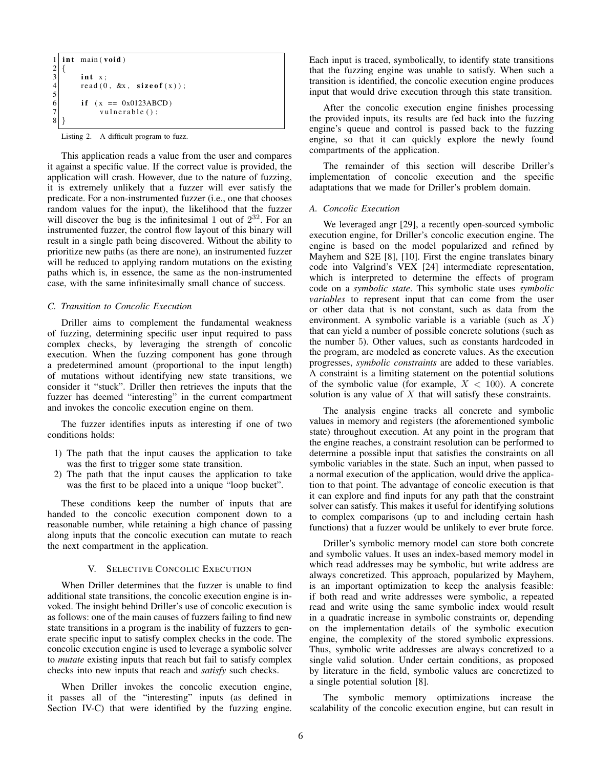```c
int main(void)
{
    int x;
    read(0, &x, sizeof(x));

    if (x == 0x0123ABCD)
        vulnerable();
}
```

Listing 2. A difficult program to fuzz.

This application reads a value from the user and compares it against a specific value. If the correct value is provided, the application will crash. However, due to the nature of fuzzing, it is extremely unlikely that a fuzzer will ever satisfy the predicate. For a non-instrumented fuzzer (i.e., one that chooses random values for the input), the likelihood that the fuzzer will discover the bug is the infinitesimal 1 out of $2^{32}$. For an instrumented fuzzer, the control flow layout of this binary will result in a single path being discovered. Without the ability to prioritize new paths (as there are none), an instrumented fuzzer will be reduced to applying random mutations on the existing paths which is, in essence, the same as the non-instrumented case, with the same infinitesimally small chance of success.

### C. Transition to Concolic Execution

Driller aims to complement the fundamental weakness of fuzzing, determining specific user input required to pass complex checks, by leveraging the strength of concolic execution. When the fuzzing component has gone through a predetermined amount (proportional to the input length) of mutations without identifying new state transitions, we consider it "stuck". Driller then retrieves the inputs that the fuzzer has deemed "interesting" in the current compartment and invokes the concolic execution engine on them.

The fuzzer identifies inputs as interesting if one of two conditions holds:

1) The path that the input causes the application to take was the first to trigger some state transition.
2) The path that the input causes the application to take was the first to be placed into a unique "loop bucket".

These conditions keep the number of inputs that are handed to the concolic execution component down to a reasonable number, while retaining a high chance of passing along inputs that the concolic execution can mutate to reach the next compartment in the application.

## V. Selective Concolic Execution

When Driller determines that the fuzzer is unable to find additional state transitions, the concolic execution engine is invoked. The insight behind Driller's use of concolic execution is as follows: one of the main causes of fuzzers failing to find new state transitions in a program is the inability of fuzzers to generate specific input to satisfy complex checks in the code. The concolic execution engine is used to leverage a symbolic solver to *mutate* existing inputs that reach but fail to satisfy complex checks into new inputs that reach and *satisfy* such checks.

When Driller invokes the concolic execution engine, it passes all of the "interesting" inputs (as defined in Section IV-C) that were identified by the fuzzing engine. Each input is traced, symbolically, to identify state transitions that the fuzzing engine was unable to satisfy. When such a transition is identified, the concolic execution engine produces input that would drive execution through this state transition.

After the concolic execution engine finishes processing the provided inputs, its results are fed back into the fuzzing engine's queue and control is passed back to the fuzzing engine, so that it can quickly explore the newly found compartments of the application.

The remainder of this section will describe Driller's implementation of concolic execution and the specific adaptations that we made for Driller's problem domain.

### A. Concolic Execution

We leveraged angr [29], a recently open-sourced symbolic execution engine, for Driller's concolic execution engine. The engine is based on the model popularized and refined by Mayhem and S2E [8], [10]. First the engine translates binary code into Valgrind's VEX [24] intermediate representation, which is interpreted to determine the effects of program code on a *symbolic state*. This symbolic state uses *symbolic variables* to represent input that can come from the user or other data that is not constant, such as data from the environment. A symbolic variable is a variable (such as $X$) that can yield a number of possible concrete solutions (such as the number 5). Other values, such as constants hardcoded in the program, are modeled as concrete values. As the execution progresses, *symbolic constraints* are added to these variables. A constraint is a limiting statement on the potential solutions of the symbolic value (for example, $X < 100$). A concrete solution is any value of $X$ that will satisfy these constraints.

The analysis engine tracks all concrete and symbolic values in memory and registers (the aforementioned symbolic state) throughout execution. At any point in the program that the engine reaches, a constraint resolution can be performed to determine a possible input that satisfies the constraints on all symbolic variables in the state. Such an input, when passed to a normal execution of the application, would drive the application to that point. The advantage of concolic execution is that it can explore and find inputs for any path that the constraint solver can satisfy. This makes it useful for identifying solutions to complex comparisons (up to and including certain hash functions) that a fuzzer would be unlikely to ever brute force.

Driller's symbolic memory model can store both concrete and symbolic values. It uses an index-based memory model in which read addresses may be symbolic, but write address are always concretized. This approach, popularized by Mayhem, is an important optimization to keep the analysis feasible: if both read and write addresses were symbolic, a repeated read and write using the same symbolic index would result in a quadratic increase in symbolic constraints or, depending on the implementation details of the symbolic execution engine, the complexity of the stored symbolic expressions. Thus, symbolic write addresses are always concretized to a single valid solution. Under certain conditions, as proposed by literature in the field, symbolic values are concretized to a single potential solution [8].

The symbolic memory optimizations increase the scalability of the concolic execution engine, but can result in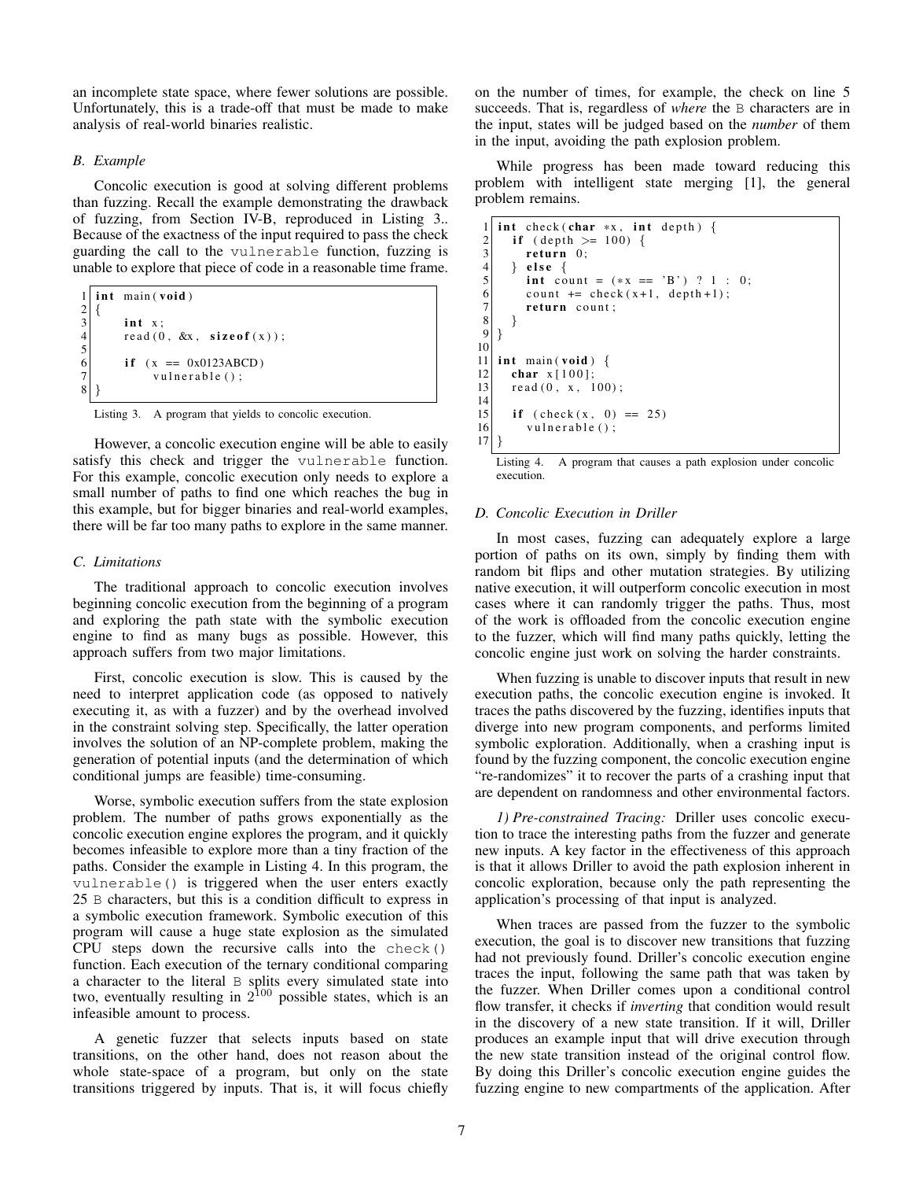an incomplete state space, where fewer solutions are possible. Unfortunately, this is a trade-off that must be made to make analysis of real-world binaries realistic.

### B. Example

Concolic execution is good at solving different problems than fuzzing. Recall the example demonstrating the drawback of fuzzing, from Section IV-B, reproduced in Listing 3.. Because of the exactness of the input required to pass the check guarding the call to the `vulnerable` function, fuzzing is unable to explore that piece of code in a reasonable time frame.

```c
int main(void)
{
    int x;
    read(0, &x, sizeof(x));

    if (x == 0x0123ABCD)
        vulnerable();
}
```

Listing 3. A program that yields to concolic execution.

However, a concolic execution engine will be able to easily satisfy this check and trigger the `vulnerable` function. For this example, concolic execution only needs to explore a small number of paths to find one which reaches the bug in this example, but for bigger binaries and real-world examples, there will be far too many paths to explore in the same manner.

### C. Limitations

The traditional approach to concolic execution involves beginning concolic execution from the beginning of a program and exploring the path state with the symbolic execution engine to find as many bugs as possible. However, this approach suffers from two major limitations.

First, concolic execution is slow. This is caused by the need to interpret application code (as opposed to natively executing it, as with a fuzzer) and by the overhead involved in the constraint solving step. Specifically, the latter operation involves the solution of an NP-complete problem, making the generation of potential inputs (and the determination of which conditional jumps are feasible) time-consuming.

Worse, symbolic execution suffers from the state explosion problem. The number of paths grows exponentially as the concolic execution engine explores the program, and it quickly becomes infeasible to explore more than a tiny fraction of the paths. Consider the example in Listing 4. In this program, the `vulnerable()` is triggered when the user enters exactly 25 `B` characters, but this is a condition difficult to express in a symbolic execution framework. Symbolic execution of this program will cause a huge state explosion as the simulated CPU steps down the recursive calls into the `check()` function. Each execution of the ternary conditional comparing a character to the literal `B` splits every simulated state into two, eventually resulting in $2^{100}$ possible states, which is an infeasible amount to process.

A genetic fuzzer that selects inputs based on state transitions, on the other hand, does not reason about the whole state-space of a program, but only on the state transitions triggered by inputs. That is, it will focus chiefly on the number of times, for example, the check on line 5 succeeds. That is, regardless of *where* the `B` characters are in the input, states will be judged based on the *number* of them in the input, avoiding the path explosion problem.

While progress has been made toward reducing this problem with intelligent state merging [1], the general problem remains.

```c
int check(char *x, int depth) {
  if (depth >= 100) {
    return 0;
  } else {
    int count = (*x == 'B') ? 1 : 0;
    count += check(x+1, depth+1);
    return count;
  }
}

int main(void) {
  char x[100];
  read(0, x, 100);

  if (check(x, 0) == 25)
    vulnerable();
}
```

Listing 4. A program that causes a path explosion under concolic execution.

### D. Concolic Execution in Driller

In most cases, fuzzing can adequately explore a large portion of paths on its own, simply by finding them with random bit flips and other mutation strategies. By utilizing native execution, it will outperform concolic execution in most cases where it can randomly trigger the paths. Thus, most of the work is offloaded from the concolic execution engine to the fuzzer, which will find many paths quickly, letting the concolic engine just work on solving the harder constraints.

When fuzzing is unable to discover inputs that result in new execution paths, the concolic execution engine is invoked. It traces the paths discovered by the fuzzing, identifies inputs that diverge into new program components, and performs limited symbolic exploration. Additionally, when a crashing input is found by the fuzzing component, the concolic execution engine "re-randomizes" it to recover the parts of a crashing input that are dependent on randomness and other environmental factors.

*1) Pre-constrained Tracing:* Driller uses concolic execution to trace the interesting paths from the fuzzer and generate new inputs. A key factor in the effectiveness of this approach is that it allows Driller to avoid the path explosion inherent in concolic exploration, because only the path representing the application's processing of that input is analyzed.

When traces are passed from the fuzzer to the symbolic execution, the goal is to discover new transitions that fuzzing had not previously found. Driller's concolic execution engine traces the input, following the same path that was taken by the fuzzer. When Driller comes upon a conditional control flow transfer, it checks if *inverting* that condition would result in the discovery of a new state transition. If it will, Driller produces an example input that will drive execution through the new state transition instead of the original control flow. By doing this Driller's concolic execution engine guides the fuzzing engine to new compartments of the application. After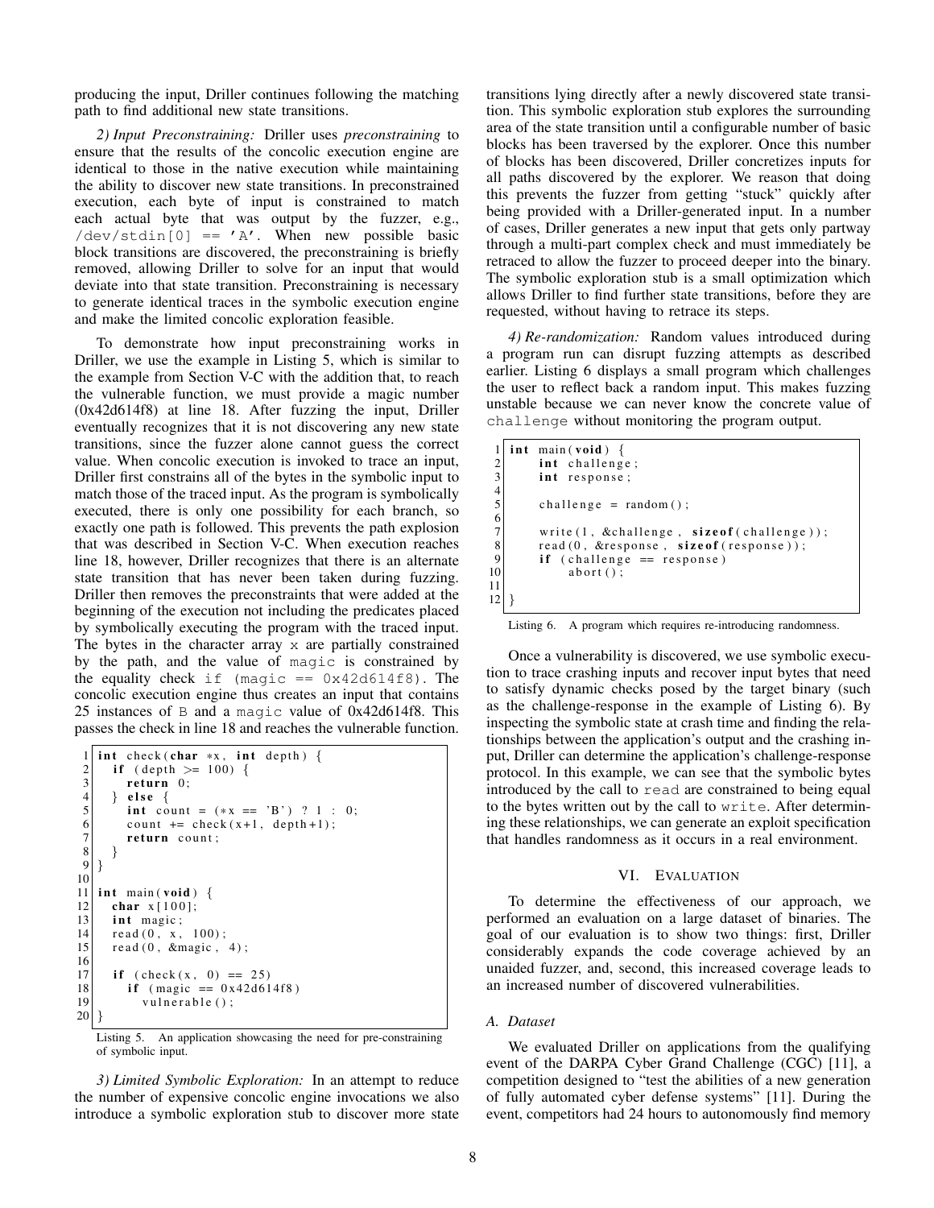producing the input, Driller continues following the matching path to find additional new state transitions.

*2) Input Preconstraining:* Driller uses *preconstraining* to ensure that the results of the concolic execution engine are identical to those in the native execution while maintaining the ability to discover new state transitions. In preconstrained execution, each byte of input is constrained to match each actual byte that was output by the fuzzer, e.g., `/dev/stdin[0] == 'A'`. When new possible basic block transitions are discovered, the preconstraining is briefly removed, allowing Driller to solve for an input that would deviate into that state transition. Preconstraining is necessary to generate identical traces in the symbolic execution engine and make the limited concolic exploration feasible.

To demonstrate how input preconstraining works in Driller, we use the example in Listing 5, which is similar to the example from Section V-C with the addition that, to reach the vulnerable function, we must provide a magic number (0x42d614f8) at line 18. After fuzzing the input, Driller eventually recognizes that it is not discovering any new state transitions, since the fuzzer alone cannot guess the correct value. When concolic execution is invoked to trace an input, Driller first constrains all of the bytes in the symbolic input to match those of the traced input. As the program is symbolically executed, there is only one possibility for each branch, so exactly one path is followed. This prevents the path explosion that was described in Section V-C. When execution reaches line 18, however, Driller recognizes that there is an alternate state transition that has never been taken during fuzzing. Driller then removes the preconstraints that were added at the beginning of the execution not including the predicates placed by symbolically executing the program with the traced input. The bytes in the character array `x` are partially constrained by the path, and the value of `magic` is constrained by the equality check `if (magic == 0x42d614f8)`. The concolic execution engine thus creates an input that contains 25 instances of `B` and a `magic` value of 0x42d614f8. This passes the check in line 18 and reaches the vulnerable function.

```
1  int check(char *x, int depth) {
2    if (depth >= 100) {
3      return 0;
4    } else {
5      int count = (*x == 'B') ? 1 : 0;
6      count += check(x+1, depth+1);
7      return count;
8    }
9  }
10
11 int main(void) {
12   char x[100];
13   int magic;
14   read(0, x, 100);
15   read(0, &magic, 4);
16
17   if (check(x, 0) == 25)
18     if (magic == 0x42d614f8)
19       vulnerable();
20 }
```

Listing 5. An application showcasing the need for pre-constraining of symbolic input.

*3) Limited Symbolic Exploration:* In an attempt to reduce the number of expensive concolic engine invocations we also introduce a symbolic exploration stub to discover more state transitions lying directly after a newly discovered state transition. This symbolic exploration stub explores the surrounding area of the state transition until a configurable number of basic blocks has been traversed by the explorer. Once this number of blocks has been discovered, Driller concretizes inputs for all paths discovered by the explorer. We reason that doing this prevents the fuzzer from getting "stuck" quickly after being provided with a Driller-generated input. In a number of cases, Driller generates a new input that gets only partway through a multi-part complex check and must immediately be retraced to allow the fuzzer to proceed deeper into the binary. The symbolic exploration stub is a small optimization which allows Driller to find further state transitions, before they are requested, without having to retrace its steps.

*4) Re-randomization:* Random values introduced during a program run can disrupt fuzzing attempts as described earlier. Listing 6 displays a small program which challenges the user to reflect back a random input. This makes fuzzing unstable because we can never know the concrete value of `challenge` without monitoring the program output.

```
1  int main(void) {
2      int challenge;
3      int response;
4
5      challenge = random();
6
7      write(1, &challenge, sizeof(challenge));
8      read(0, &response, sizeof(response));
9      if (challenge == response)
10         abort();
11
12 }
```

Listing 6. A program which requires re-introducing randomness.

Once a vulnerability is discovered, we use symbolic execution to trace crashing inputs and recover input bytes that need to satisfy dynamic checks posed by the target binary (such as the challenge-response in the example of Listing 6). By inspecting the symbolic state at crash time and finding the relationships between the application's output and the crashing input, Driller can determine the application's challenge-response protocol. In this example, we can see that the symbolic bytes introduced by the call to `read` are constrained to being equal to the bytes written out by the call to `write`. After determining these relationships, we can generate an exploit specification that handles randomness as it occurs in a real environment.

## VI. Evaluation

To determine the effectiveness of our approach, we performed an evaluation on a large dataset of binaries. The goal of our evaluation is to show two things: first, Driller considerably expands the code coverage achieved by an unaided fuzzer, and, second, this increased coverage leads to an increased number of discovered vulnerabilities.

### A. Dataset

We evaluated Driller on applications from the qualifying event of the DARPA Cyber Grand Challenge (CGC) [11], a competition designed to "test the abilities of a new generation of fully automated cyber defense systems" [11]. During the event, competitors had 24 hours to autonomously find memory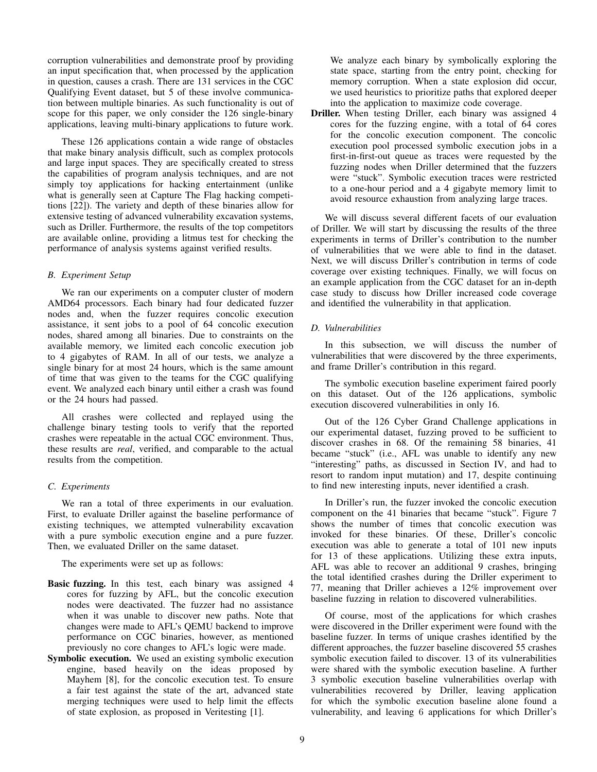corruption vulnerabilities and demonstrate proof by providing an input specification that, when processed by the application in question, causes a crash. There are 131 services in the CGC Qualifying Event dataset, but 5 of these involve communication between multiple binaries. As such functionality is out of scope for this paper, we only consider the 126 single-binary applications, leaving multi-binary applications to future work.

These 126 applications contain a wide range of obstacles that make binary analysis difficult, such as complex protocols and large input spaces. They are specifically created to stress the capabilities of program analysis techniques, and are not simply toy applications for hacking entertainment (unlike what is generally seen at Capture The Flag hacking competitions [22]). The variety and depth of these binaries allow for extensive testing of advanced vulnerability excavation systems, such as Driller. Furthermore, the results of the top competitors are available online, providing a litmus test for checking the performance of analysis systems against verified results.

### B. Experiment Setup

We ran our experiments on a computer cluster of modern AMD64 processors. Each binary had four dedicated fuzzer nodes and, when the fuzzer requires concolic execution assistance, it sent jobs to a pool of 64 concolic execution nodes, shared among all binaries. Due to constraints on the available memory, we limited each concolic execution job to 4 gigabytes of RAM. In all of our tests, we analyze a single binary for at most 24 hours, which is the same amount of time that was given to the teams for the CGC qualifying event. We analyzed each binary until either a crash was found or the 24 hours had passed.

All crashes were collected and replayed using the challenge binary testing tools to verify that the reported crashes were repeatable in the actual CGC environment. Thus, these results are *real*, verified, and comparable to the actual results from the competition.

### C. Experiments

We ran a total of three experiments in our evaluation. First, to evaluate Driller against the baseline performance of existing techniques, we attempted vulnerability excavation with a pure symbolic execution engine and a pure fuzzer. Then, we evaluated Driller on the same dataset.

The experiments were set up as follows:

- **Basic fuzzing.** In this test, each binary was assigned 4 cores for fuzzing by AFL, but the concolic execution nodes were deactivated. The fuzzer had no assistance when it was unable to discover new paths. Note that changes were made to AFL's QEMU backend to improve performance on CGC binaries, however, as mentioned previously no core changes to AFL's logic were made.
- **Symbolic execution.** We used an existing symbolic execution engine, based heavily on the ideas proposed by Mayhem [8], for the concolic execution test. To ensure a fair test against the state of the art, advanced state merging techniques were used to help limit the effects of state explosion, as proposed in Veritesting [1].

  We analyze each binary by symbolically exploring the state space, starting from the entry point, checking for memory corruption. When a state explosion did occur, we used heuristics to prioritize paths that explored deeper into the application to maximize code coverage.
- **Driller.** When testing Driller, each binary was assigned 4 cores for the fuzzing engine, with a total of 64 cores for the concolic execution component. The concolic execution pool processed symbolic execution jobs in a first-in-first-out queue as traces were requested by the fuzzing nodes when Driller determined that the fuzzers were "stuck". Symbolic execution traces were restricted to a one-hour period and a 4 gigabyte memory limit to avoid resource exhaustion from analyzing large traces.

We will discuss several different facets of our evaluation of Driller. We will start by discussing the results of the three experiments in terms of Driller's contribution to the number of vulnerabilities that we were able to find in the dataset. Next, we will discuss Driller's contribution in terms of code coverage over existing techniques. Finally, we will focus on an example application from the CGC dataset for an in-depth case study to discuss how Driller increased code coverage and identified the vulnerability in that application.

### D. Vulnerabilities

In this subsection, we will discuss the number of vulnerabilities that were discovered by the three experiments, and frame Driller's contribution in this regard.

The symbolic execution baseline experiment faired poorly on this dataset. Out of the 126 applications, symbolic execution discovered vulnerabilities in only 16.

Out of the 126 Cyber Grand Challenge applications in our experimental dataset, fuzzing proved to be sufficient to discover crashes in 68. Of the remaining 58 binaries, 41 became "stuck" (i.e., AFL was unable to identify any new "interesting" paths, as discussed in Section IV, and had to resort to random input mutation) and 17, despite continuing to find new interesting inputs, never identified a crash.

In Driller's run, the fuzzer invoked the concolic execution component on the 41 binaries that became "stuck". Figure 7 shows the number of times that concolic execution was invoked for these binaries. Of these, Driller's concolic execution was able to generate a total of 101 new inputs for 13 of these applications. Utilizing these extra inputs, AFL was able to recover an additional 9 crashes, bringing the total identified crashes during the Driller experiment to 77, meaning that Driller achieves a 12% improvement over baseline fuzzing in relation to discovered vulnerabilities.

Of course, most of the applications for which crashes were discovered in the Driller experiment were found with the baseline fuzzer. In terms of unique crashes identified by the different approaches, the fuzzer baseline discovered 55 crashes symbolic execution failed to discover. 13 of its vulnerabilities were shared with the symbolic execution baseline. A further 3 symbolic execution baseline vulnerabilities overlap with vulnerabilities recovered by Driller, leaving application for which the symbolic execution baseline alone found a vulnerability, and leaving 6 applications for which Driller's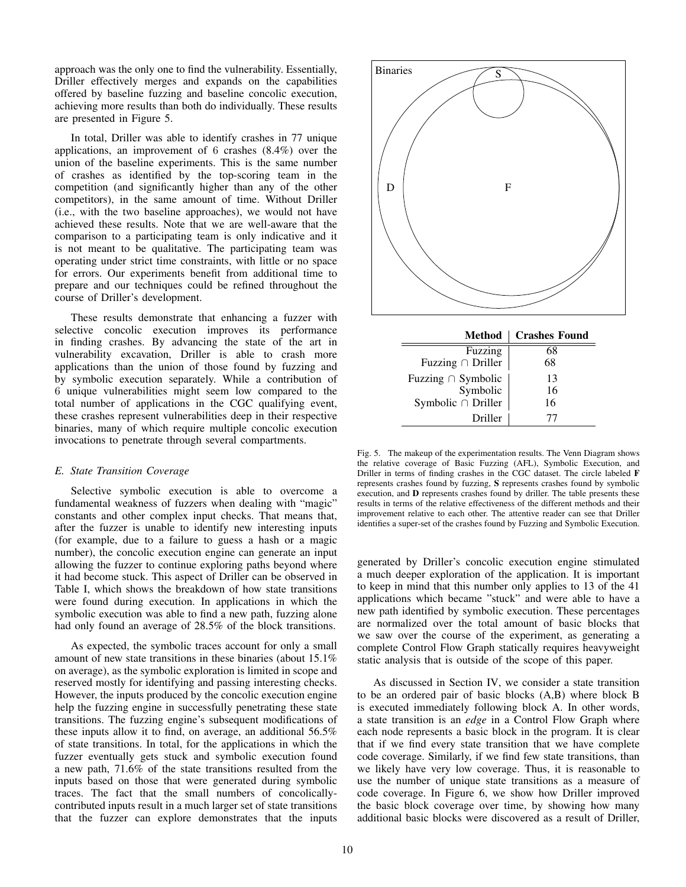approach was the only one to find the vulnerability. Essentially, Driller effectively merges and expands on the capabilities offered by baseline fuzzing and baseline concolic execution, achieving more results than both do individually. These results are presented in Figure 5.

In total, Driller was able to identify crashes in 77 unique applications, an improvement of 6 crashes (8.4%) over the union of the baseline experiments. This is the same number of crashes as identified by the top-scoring team in the competition (and significantly higher than any of the other competitors), in the same amount of time. Without Driller (i.e., with the two baseline approaches), we would not have achieved these results. Note that we are well-aware that the comparison to a participating team is only indicative and it is not meant to be qualitative. The participating team was operating under strict time constraints, with little or no space for errors. Our experiments benefit from additional time to prepare and our techniques could be refined throughout the course of Driller's development.

These results demonstrate that enhancing a fuzzer with selective concolic execution improves its performance in finding crashes. By advancing the state of the art in vulnerability excavation, Driller is able to crash more applications than the union of those found by fuzzing and by symbolic execution separately. While a contribution of 6 unique vulnerabilities might seem low compared to the total number of applications in the CGC qualifying event, these crashes represent vulnerabilities deep in their respective binaries, many of which require multiple concolic execution invocations to penetrate through several compartments.

| Method | Crashes Found |
|---|---|
| Fuzzing | 68 |
| Fuzzing ∩ Driller | 68 |
| Fuzzing ∩ Symbolic | 13 |
| Symbolic | 16 |
| Symbolic ∩ Driller | 16 |
| Driller | 77 |

Fig. 5. The makeup of the experimentation results. The Venn Diagram shows the relative coverage of Basic Fuzzing (AFL), Symbolic Execution, and Driller in terms of finding crashes in the CGC dataset. The circle labeled **F** represents crashes found by fuzzing, **S** represents crashes found by symbolic execution, and **D** represents crashes found by driller. The table presents these results in terms of the relative effectiveness of the different methods and their improvement relative to each other. The attentive reader can see that Driller identifies a super-set of the crashes found by Fuzzing and Symbolic Execution.

### *E. State Transition Coverage*

Selective symbolic execution is able to overcome a fundamental weakness of fuzzers when dealing with "magic" constants and other complex input checks. That means that, after the fuzzer is unable to identify new interesting inputs (for example, due to a failure to guess a hash or a magic number), the concolic execution engine can generate an input allowing the fuzzer to continue exploring paths beyond where it had become stuck. This aspect of Driller can be observed in Table I, which shows the breakdown of how state transitions were found during execution. In applications in which the symbolic execution was able to find a new path, fuzzing alone had only found an average of 28.5% of the block transitions.

As expected, the symbolic traces account for only a small amount of new state transitions in these binaries (about 15.1% on average), as the symbolic exploration is limited in scope and reserved mostly for identifying and passing interesting checks. However, the inputs produced by the concolic execution engine help the fuzzing engine in successfully penetrating these state transitions. The fuzzing engine's subsequent modifications of these inputs allow it to find, on average, an additional 56.5% of state transitions. In total, for the applications in which the fuzzer eventually gets stuck and symbolic execution found a new path, 71.6% of the state transitions resulted from the inputs based on those that were generated during symbolic traces. The fact that the small numbers of concolically-contributed inputs result in a much larger set of state transitions that the fuzzer can explore demonstrates that the inputs generated by Driller's concolic execution engine stimulated a much deeper exploration of the application. It is important to keep in mind that this number only applies to 13 of the 41 applications which became "stuck" and were able to have a new path identified by symbolic execution. These percentages are normalized over the total amount of basic blocks that we saw over the course of the experiment, as generating a complete Control Flow Graph statically requires heavyweight static analysis that is outside of the scope of this paper.

As discussed in Section IV, we consider a state transition to be an ordered pair of basic blocks (A,B) where block B is executed immediately following block A. In other words, a state transition is an *edge* in a Control Flow Graph where each node represents a basic block in the program. It is clear that if we find every state transition that we have complete code coverage. Similarly, if we find few state transitions, than we likely have very low coverage. Thus, it is reasonable to use the number of unique state transitions as a measure of code coverage. In Figure 6, we show how Driller improved the basic block coverage over time, by showing how many additional basic blocks were discovered as a result of Driller,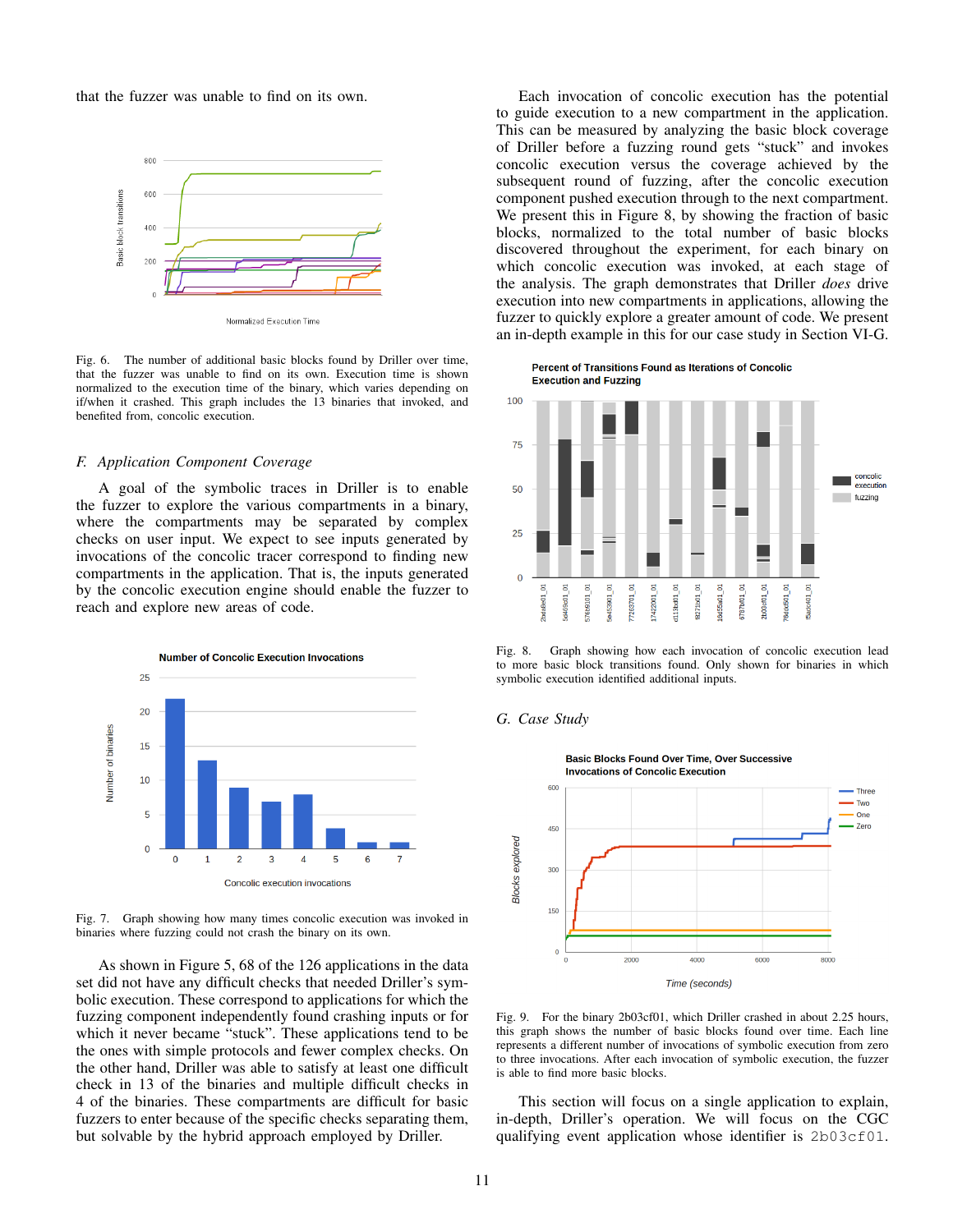that the fuzzer was unable to find on its own.

Fig. 6. The number of additional basic blocks found by Driller over time, that the fuzzer was unable to find on its own. Execution time is shown normalized to the execution time of the binary, which varies depending on if/when it crashed. This graph includes the 13 binaries that invoked, and benefited from, concolic execution.

### F. Application Component Coverage

A goal of the symbolic traces in Driller is to enable the fuzzer to explore the various compartments in a binary, where the compartments may be separated by complex checks on user input. We expect to see inputs generated by invocations of the concolic tracer correspond to finding new compartments in the application. That is, the inputs generated by the concolic execution engine should enable the fuzzer to reach and explore new areas of code.

Fig. 7. Graph showing how many times concolic execution was invoked in binaries where fuzzing could not crash the binary on its own.

As shown in Figure 5, 68 of the 126 applications in the data set did not have any difficult checks that needed Driller's symbolic execution. These correspond to applications for which the fuzzing component independently found crashing inputs or for which it never became "stuck". These applications tend to be the ones with simple protocols and fewer complex checks. On the other hand, Driller was able to satisfy at least one difficult check in 13 of the binaries and multiple difficult checks in 4 of the binaries. These compartments are difficult for basic fuzzers to enter because of the specific checks separating them, but solvable by the hybrid approach employed by Driller.

Each invocation of concolic execution has the potential to guide execution to a new compartment in the application. This can be measured by analyzing the basic block coverage of Driller before a fuzzing round gets "stuck" and invokes concolic execution versus the coverage achieved by the subsequent round of fuzzing, after the concolic execution component pushed execution through to the next compartment. We present this in Figure 8, by showing the fraction of basic blocks, normalized to the total number of basic blocks discovered throughout the experiment, for each binary on which concolic execution was invoked, at each stage of the analysis. The graph demonstrates that Driller *does* drive execution into new compartments in applications, allowing the fuzzer to quickly explore a greater amount of code. We present an in-depth example in this for our case study in Section VI-G.

Fig. 8. Graph showing how each invocation of concolic execution lead to more basic block transitions found. Only shown for binaries in which symbolic execution identified additional inputs.

### G. Case Study

Fig. 9. For the binary 2b03cf01, which Driller crashed in about 2.25 hours, this graph shows the number of basic blocks found over time. Each line represents a different number of invocations of symbolic execution from zero to three invocations. After each invocation of symbolic execution, the fuzzer is able to find more basic blocks.

This section will focus on a single application to explain, in-depth, Driller's operation. We will focus on the CGC qualifying event application whose identifier is `2b03cf01`.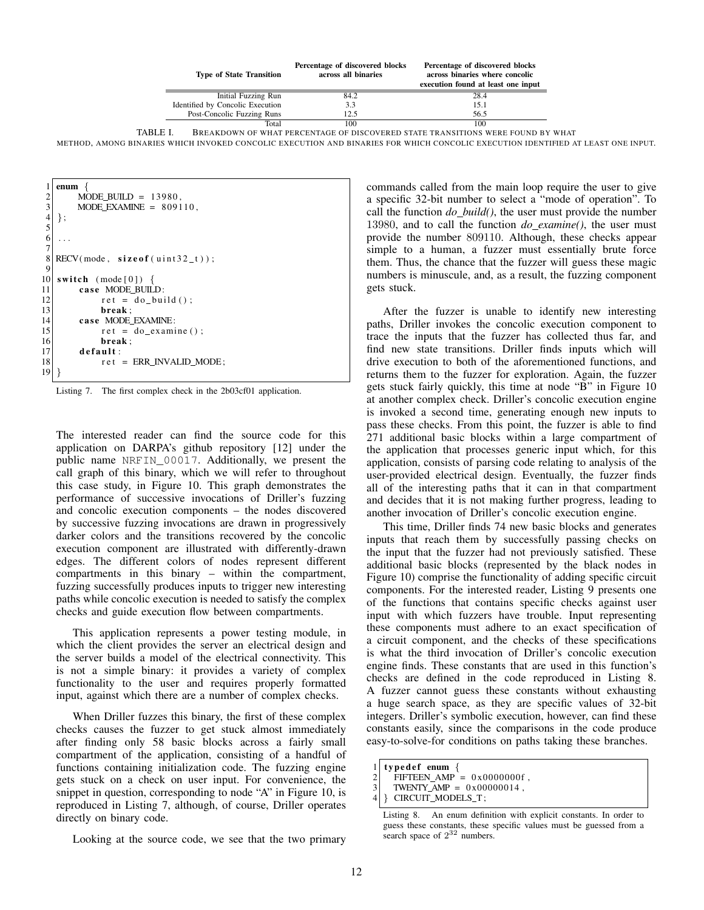| Type of State Transition | Percentage of discovered blocks across all binaries | Percentage of discovered blocks across binaries where concolic execution found at least one input |
|---|---|---|
| Initial Fuzzing Run | 84.2 | 28.4 |
| Identified by Concolic Execution | 3.3 | 15.1 |
| Post-Concolic Fuzzing Runs | 12.5 | 56.5 |
| Total | 100 | 100 |

TABLE I. BREAKDOWN OF WHAT PERCENTAGE OF DISCOVERED STATE TRANSITIONS WERE FOUND BY WHAT METHOD, AMONG BINARIES WHICH INVOKED CONCOLIC EXECUTION AND BINARIES FOR WHICH CONCOLIC EXECUTION IDENTIFIED AT LEAST ONE INPUT.

```
enum {
    MODE_BUILD = 13980,
    MODE_EXAMINE = 809110,
};

...

RECV(mode, sizeof(uint32_t));

switch (mode[0]) {
    case MODE_BUILD:
        ret = do_build();
        break;
    case MODE_EXAMINE:
        ret = do_examine();
        break;
    default:
        ret = ERR_INVALID_MODE;
}
```

Listing 7. The first complex check in the 2b03cf01 application.

The interested reader can find the source code for this application on DARPA's github repository [12] under the public name NRFIN_00017. Additionally, we present the call graph of this binary, which we will refer to throughout this case study, in Figure 10. This graph demonstrates the performance of successive invocations of Driller's fuzzing and concolic execution components – the nodes discovered by successive fuzzing invocations are drawn in progressively darker colors and the transitions recovered by the concolic execution component are illustrated with differently-drawn edges. The different colors of nodes represent different compartments in this binary – within the compartment, fuzzing successfully produces inputs to trigger new interesting paths while concolic execution is needed to satisfy the complex checks and guide execution flow between compartments.

This application represents a power testing module, in which the client provides the server an electrical design and the server builds a model of the electrical connectivity. This is not a simple binary: it provides a variety of complex functionality to the user and requires properly formatted input, against which there are a number of complex checks.

When Driller fuzzes this binary, the first of these complex checks causes the fuzzer to get stuck almost immediately after finding only 58 basic blocks across a fairly small compartment of the application, consisting of a handful of functions containing initialization code. The fuzzing engine gets stuck on a check on user input. For convenience, the snippet in question, corresponding to node "A" in Figure 10, is reproduced in Listing 7, although, of course, Driller operates directly on binary code.

Looking at the source code, we see that the two primary commands called from the main loop require the user to give a specific 32-bit number to select a "mode of operation". To call the function *do_build()*, the user must provide the number 13980, and to call the function *do_examine()*, the user must provide the number 809110. Although, these checks appear simple to a human, a fuzzer must essentially brute force them. Thus, the chance that the fuzzer will guess these magic numbers is minuscule, and, as a result, the fuzzing component gets stuck.

After the fuzzer is unable to identify new interesting paths, Driller invokes the concolic execution component to trace the inputs that the fuzzer has collected thus far, and find new state transitions. Driller finds inputs which will drive execution to both of the aforementioned functions, and returns them to the fuzzer for exploration. Again, the fuzzer gets stuck fairly quickly, this time at node "B" in Figure 10 at another complex check. Driller's concolic execution engine is invoked a second time, generating enough new inputs to pass these checks. From this point, the fuzzer is able to find 271 additional basic blocks within a large compartment of the application that processes generic input which, for this application, consists of parsing code relating to analysis of the user-provided electrical design. Eventually, the fuzzer finds all of the interesting paths that it can in that compartment and decides that it is not making further progress, leading to another invocation of Driller's concolic execution engine.

This time, Driller finds 74 new basic blocks and generates inputs that reach them by successfully passing checks on the input that the fuzzer had not previously satisfied. These additional basic blocks (represented by the black nodes in Figure 10) comprise the functionality of adding specific circuit components. For the interested reader, Listing 9 presents one of the functions that contains specific checks against user input with which fuzzers have trouble. Input representing these components must adhere to an exact specification of a circuit component, and the checks of these specifications is what the third invocation of Driller's concolic execution engine finds. These constants that are used in this function's checks are defined in the code reproduced in Listing 8. A fuzzer cannot guess these constants without exhausting a huge search space, as they are specific values of 32-bit integers. Driller's symbolic execution, however, can find these constants easily, since the comparisons in the code produce easy-to-solve-for conditions on paths taking these branches.

```
typedef enum {
    FIFTEEN_AMP = 0x0000000f,
    TWENTY_AMP = 0x00000014,
} CIRCUIT_MODELS_T;
```

Listing 8. An enum definition with explicit constants. In order to guess these constants, these specific values must be guessed from a search space of $2^{32}$ numbers.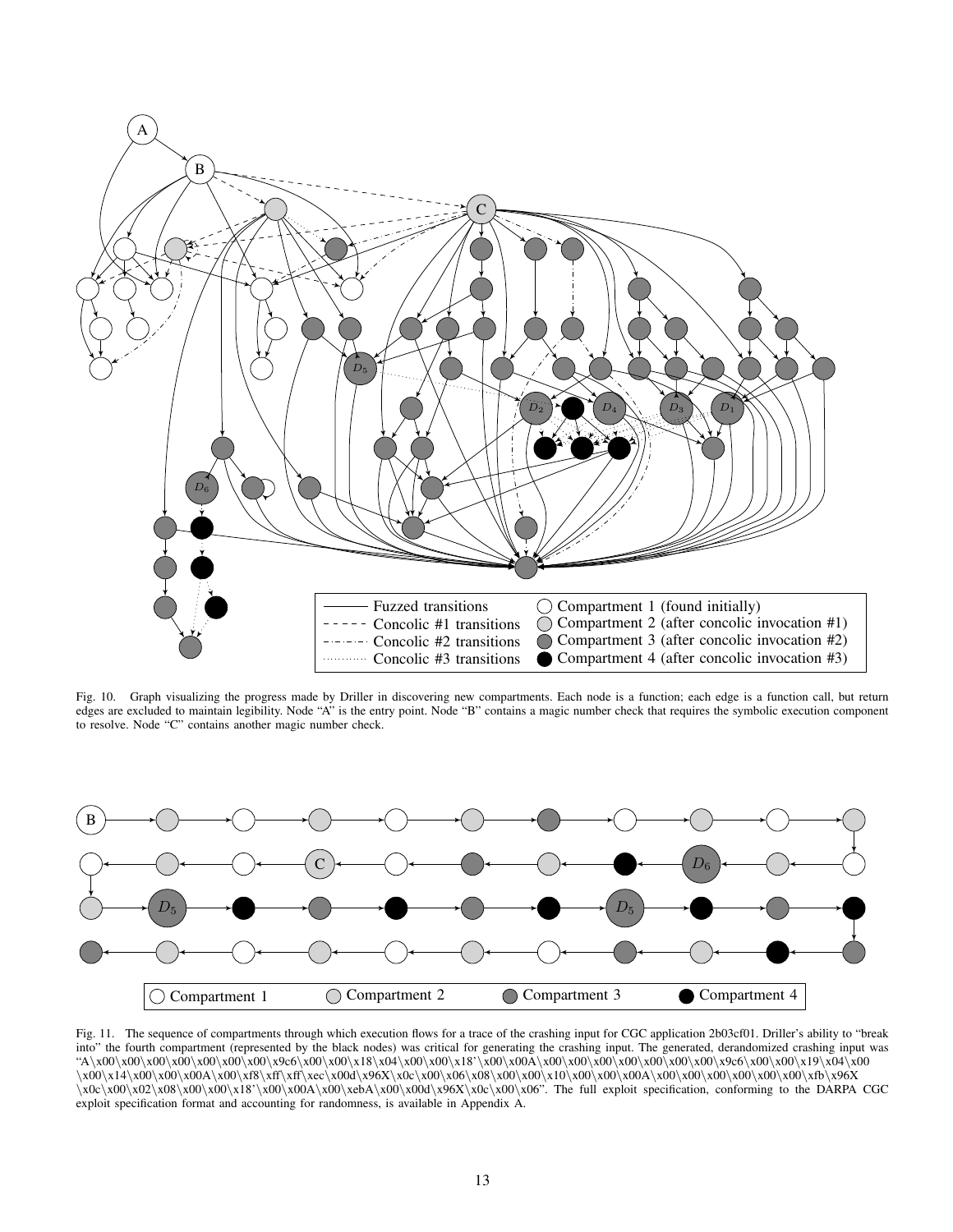Fig. 10. Graph visualizing the progress made by Driller in discovering new compartments. Each node is a function; each edge is a function call, but return edges are excluded to maintain legibility. Node "A" is the entry point. Node "B" contains a magic number check that requires the symbolic execution component to resolve. Node "C" contains another magic number check.

Fig. 11. The sequence of compartments through which execution flows for a trace of the crashing input for CGC application 2b03cf01. Driller's ability to "break into" the fourth compartment (represented by the black nodes) was critical for generating the crashing input. The generated, derandomized crashing input was "A\x00\x00\x00\x00\x00\x00\x00\x00\x9c6\x00\x00\x18\x04\x00\x00\x18'\x00\x00A\x00\x00\x00\x00\x00\x00\x00\x00\x9c6\x00\x00\x19\x04\x00\x00\x14\x00\x00\x00A\x00\xf8\xff\xec\x00d\x96X\x0c\x00\x06\x08\x00\x00\x10\x00\x00\x00A\x00\x00\x00\x00\x00\x00\xfb\x96X\x0c\x00\x02\x08\x00\x00\x18'\x00\x00A\x00\xebA\x00\x00d\x96X\x0c\x00\x06". The full exploit specification, conforming to the DARPA CGC exploit specification format and accounting for randomness, is available in Appendix A.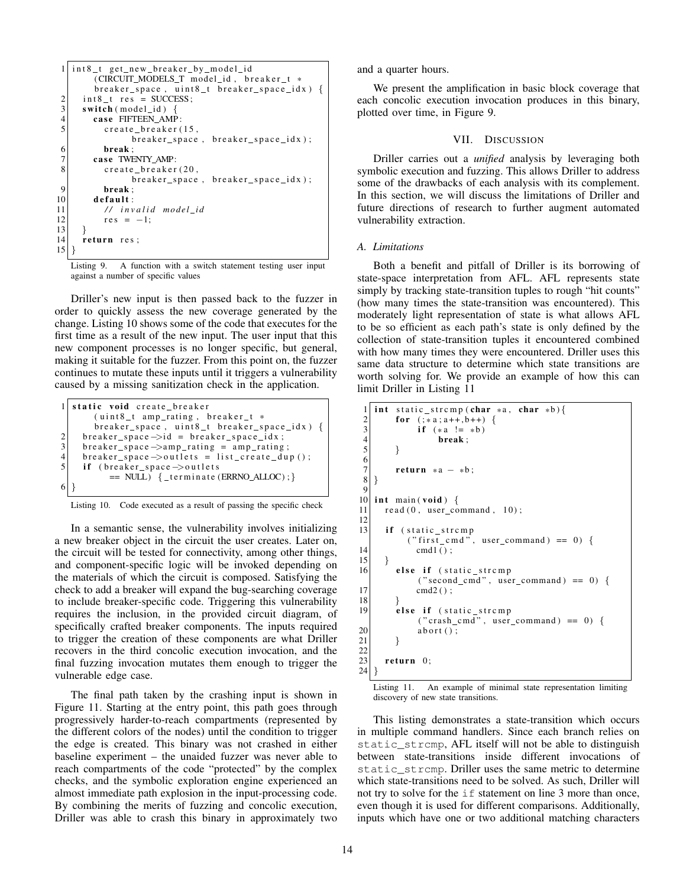```
int8_t get_new_breaker_by_model_id
    (CIRCUIT_MODELS_T model_id, breaker_t *
    breaker_space, uint8_t breaker_space_idx) {
  int8_t res = SUCCESS;
  switch(model_id) {
    case FIFTEEN_AMP:
      create_breaker(15,
            breaker_space, breaker_space_idx);
      break;
    case TWENTY_AMP:
      create_breaker(20,
            breaker_space, breaker_space_idx);
      break;
    default:
      // invalid model_id
      res = -1;
  }
  return res;
}
```

Listing 9. A function with a switch statement testing user input against a number of specific values

Driller's new input is then passed back to the fuzzer in order to quickly assess the new coverage generated by the change. Listing 10 shows some of the code that executes for the first time as a result of the new input. The user input that this new component processes is no longer specific, but general, making it suitable for the fuzzer. From this point on, the fuzzer continues to mutate these inputs until it triggers a vulnerability caused by a missing sanitization check in the application.

```
static void create_breaker
    (uint8_t amp_rating, breaker_t *
    breaker_space, uint8_t breaker_space_idx) {
  breaker_space->id = breaker_space_idx;
  breaker_space->amp_rating = amp_rating;
  breaker_space->outlets = list_create_dup();
  if (breaker_space->outlets
        == NULL) {_terminate(ERRNO_ALLOC);}
}
```

Listing 10. Code executed as a result of passing the specific check

In a semantic sense, the vulnerability involves initializing a new breaker object in the circuit the user creates. Later on, the circuit will be tested for connectivity, among other things, and component-specific logic will be invoked depending on the materials of which the circuit is composed. Satisfying the check to add a breaker will expand the bug-searching coverage to include breaker-specific code. Triggering this vulnerability requires the inclusion, in the provided circuit diagram, of specifically crafted breaker components. The inputs required to trigger the creation of these components are what Driller recovers in the third concolic execution invocation, and the final fuzzing invocation mutates them enough to trigger the vulnerable edge case.

The final path taken by the crashing input is shown in Figure 11. Starting at the entry point, this path goes through progressively harder-to-reach compartments (represented by the different colors of the nodes) until the condition to trigger the edge is created. This binary was not crashed in either baseline experiment – the unaided fuzzer was never able to reach compartments of the code "protected" by the complex checks, and the symbolic exploration engine experienced an almost immediate path explosion in the input-processing code. By combining the merits of fuzzing and concolic execution, Driller was able to crash this binary in approximately two and a quarter hours.

We present the amplification in basic block coverage that each concolic execution invocation produces in this binary, plotted over time, in Figure 9.

## VII. Discussion

Driller carries out a *unified* analysis by leveraging both symbolic execution and fuzzing. This allows Driller to address some of the drawbacks of each analysis with its complement. In this section, we will discuss the limitations of Driller and future directions of research to further augment automated vulnerability extraction.

### A. Limitations

Both a benefit and pitfall of Driller is its borrowing of state-space interpretation from AFL. AFL represents state simply by tracking state-transition tuples to rough "hit counts" (how many times the state-transition was encountered). This moderately light representation of state is what allows AFL to be so efficient as each path's state is only defined by the collection of state-transition tuples it encountered combined with how many times they were encountered. Driller uses this same data structure to determine which state transitions are worth solving for. We provide an example of how this can limit Driller in Listing 11

```
int static_strcmp(char *a, char *b){
    for (;*a;a++,b++) {
        if (*a != *b)
            break;
    }

    return *a - *b;
}

int main(void) {
  read(0, user_command, 10);

  if (static_strcmp
       ("first_cmd", user_command) == 0) {
       cmd1();
  }
    else if (static_strcmp
         ("second_cmd", user_command) == 0) {
       cmd2();
    }
    else if (static_strcmp
         ("crash_cmd", user_command) == 0) {
       abort();
    }

  return 0;
}
```

Listing 11. An example of minimal state representation limiting discovery of new state transitions.

This listing demonstrates a state-transition which occurs in multiple command handlers. Since each branch relies on `static_strcmp`, AFL itself will not be able to distinguish between state-transitions inside different invocations of `static_strcmp`. Driller uses the same metric to determine which state-transitions need to be solved. As such, Driller will not try to solve for the `if` statement on line 3 more than once, even though it is used for different comparisons. Additionally, inputs which have one or two additional matching characters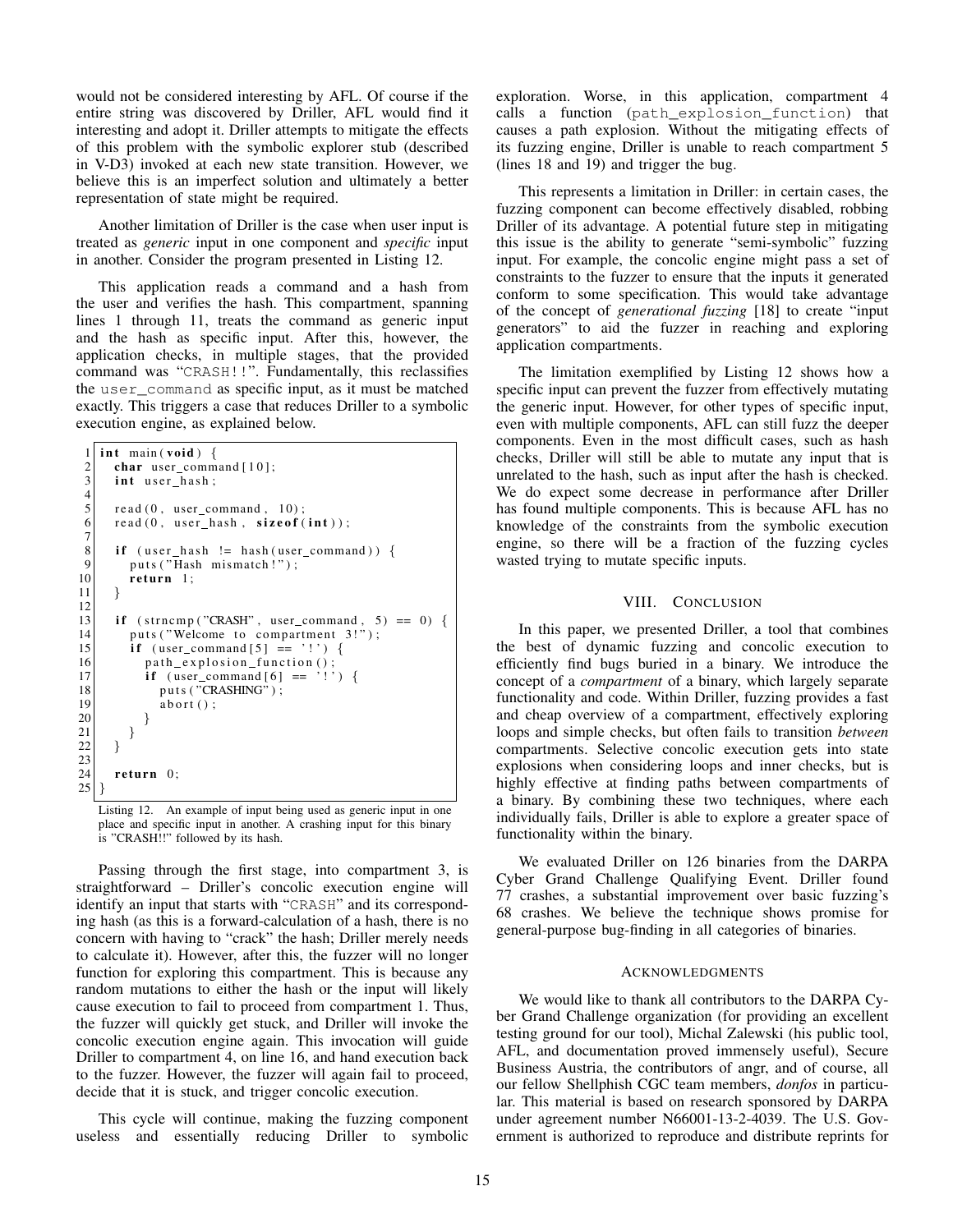would not be considered interesting by AFL. Of course if the entire string was discovered by Driller, AFL would find it interesting and adopt it. Driller attempts to mitigate the effects of this problem with the symbolic explorer stub (described in V-D3) invoked at each new state transition. However, we believe this is an imperfect solution and ultimately a better representation of state might be required.

Another limitation of Driller is the case when user input is treated as *generic* input in one component and *specific* input in another. Consider the program presented in Listing 12.

This application reads a command and a hash from the user and verifies the hash. This compartment, spanning lines 1 through 11, treats the command as generic input and the hash as specific input. After this, however, the application checks, in multiple stages, that the provided command was "CRASH!!". Fundamentally, this reclassifies the `user_command` as specific input, as it must be matched exactly. This triggers a case that reduces Driller to a symbolic execution engine, as explained below.

```
1  int main(void) {
2    char user_command[10];
3    int user_hash;
4
5    read(0, user_command, 10);
6    read(0, user_hash, sizeof(int));
7
8    if (user_hash != hash(user_command)) {
9      puts("Hash mismatch!");
10     return 1;
11   }
12
13   if (strncmp("CRASH", user_command, 5) == 0) {
14     puts("Welcome to compartment 3!");
15     if (user_command[5] == '!') {
16       path_explosion_function();
17       if (user_command[6] == '!') {
18         puts("CRASHING");
19         abort();
20       }
21     }
22   }
23
24   return 0;
25 }
```

Listing 12. An example of input being used as generic input in one place and specific input in another. A crashing input for this binary is "CRASH!!" followed by its hash.

Passing through the first stage, into compartment 3, is straightforward – Driller's concolic execution engine will identify an input that starts with "CRASH" and its corresponding hash (as this is a forward-calculation of a hash, there is no concern with having to "crack" the hash; Driller merely needs to calculate it). However, after this, the fuzzer will no longer function for exploring this compartment. This is because any random mutations to either the hash or the input will likely cause execution to fail to proceed from compartment 1. Thus, the fuzzer will quickly get stuck, and Driller will invoke the concolic execution engine again. This invocation will guide Driller to compartment 4, on line 16, and hand execution back to the fuzzer. However, the fuzzer will again fail to proceed, decide that it is stuck, and trigger concolic execution.

This cycle will continue, making the fuzzing component useless and essentially reducing Driller to symbolic exploration. Worse, in this application, compartment 4 calls a function (`path_explosion_function`) that causes a path explosion. Without the mitigating effects of its fuzzing engine, Driller is unable to reach compartment 5 (lines 18 and 19) and trigger the bug.

This represents a limitation in Driller: in certain cases, the fuzzing component can become effectively disabled, robbing Driller of its advantage. A potential future step in mitigating this issue is the ability to generate "semi-symbolic" fuzzing input. For example, the concolic engine might pass a set of constraints to the fuzzer to ensure that the inputs it generated conform to some specification. This would take advantage of the concept of *generational fuzzing* [18] to create "input generators" to aid the fuzzer in reaching and exploring application compartments.

The limitation exemplified by Listing 12 shows how a specific input can prevent the fuzzer from effectively mutating the generic input. However, for other types of specific input, even with multiple components, AFL can still fuzz the deeper components. Even in the most difficult cases, such as hash checks, Driller will still be able to mutate any input that is unrelated to the hash, such as input after the hash is checked. We do expect some decrease in performance after Driller has found multiple components. This is because AFL has no knowledge of the constraints from the symbolic execution engine, so there will be a fraction of the fuzzing cycles wasted trying to mutate specific inputs.

## VIII. Conclusion

In this paper, we presented Driller, a tool that combines the best of dynamic fuzzing and concolic execution to efficiently find bugs buried in a binary. We introduce the concept of a *compartment* of a binary, which largely separate functionality and code. Within Driller, fuzzing provides a fast and cheap overview of a compartment, effectively exploring loops and simple checks, but often fails to transition *between* compartments. Selective concolic execution gets into state explosions when considering loops and inner checks, but is highly effective at finding paths between compartments of a binary. By combining these two techniques, where each individually fails, Driller is able to explore a greater space of functionality within the binary.

We evaluated Driller on 126 binaries from the DARPA Cyber Grand Challenge Qualifying Event. Driller found 77 crashes, a substantial improvement over basic fuzzing's 68 crashes. We believe the technique shows promise for general-purpose bug-finding in all categories of binaries.

## Acknowledgments

We would like to thank all contributors to the DARPA Cyber Grand Challenge organization (for providing an excellent testing ground for our tool), Michal Zalewski (his public tool, AFL, and documentation proved immensely useful), Secure Business Austria, the contributors of angr, and of course, all our fellow Shellphish CGC team members, *donfos* in particular. This material is based on research sponsored by DARPA under agreement number N66001-13-2-4039. The U.S. Government is authorized to reproduce and distribute reprints for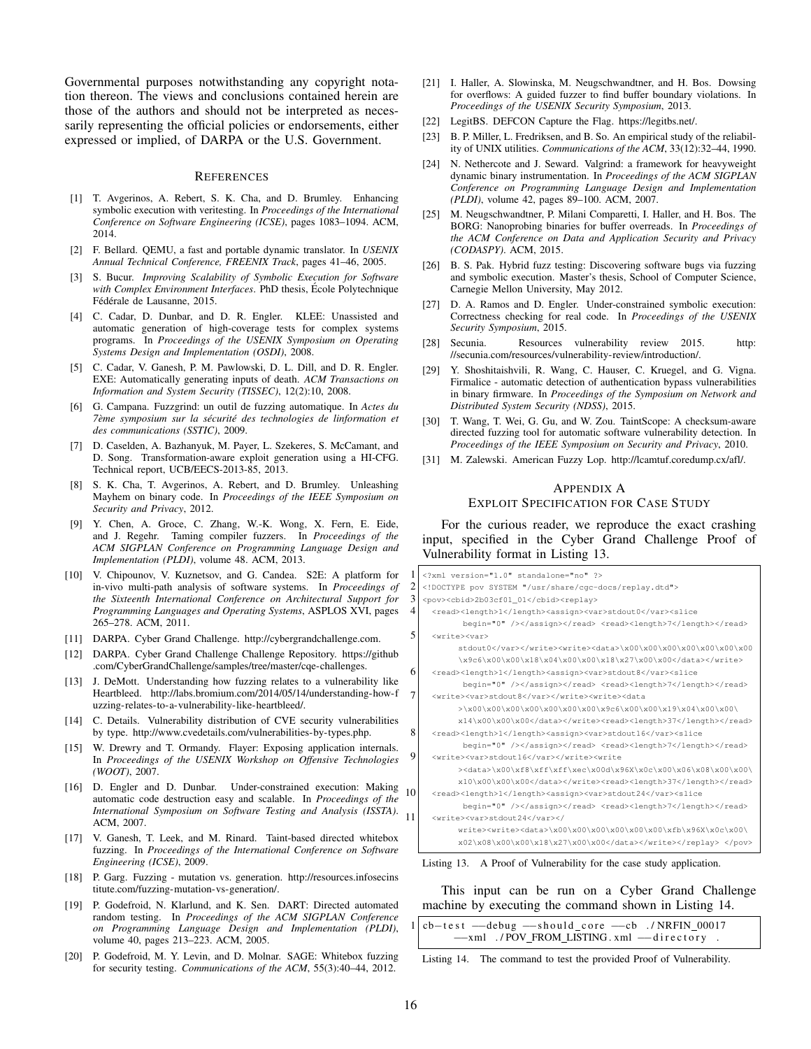Governmental purposes notwithstanding any copyright notation thereon. The views and conclusions contained herein are those of the authors and should not be interpreted as necessarily representing the official policies or endorsements, either expressed or implied, of DARPA or the U.S. Government.

## References

[1] T. Avgerinos, A. Rebert, S. K. Cha, and D. Brumley. Enhancing symbolic execution with veritesting. In *Proceedings of the International Conference on Software Engineering (ICSE)*, pages 1083–1094. ACM, 2014.

[2] F. Bellard. QEMU, a fast and portable dynamic translator. In *USENIX Annual Technical Conference, FREENIX Track*, pages 41–46, 2005.

[3] S. Bucur. *Improving Scalability of Symbolic Execution for Software with Complex Environment Interfaces*. PhD thesis, École Polytechnique Fédérale de Lausanne, 2015.

[4] C. Cadar, D. Dunbar, and D. R. Engler. KLEE: Unassisted and automatic generation of high-coverage tests for complex systems programs. In *Proceedings of the USENIX Symposium on Operating Systems Design and Implementation (OSDI)*, 2008.

[5] C. Cadar, V. Ganesh, P. M. Pawlowski, D. L. Dill, and D. R. Engler. EXE: Automatically generating inputs of death. *ACM Transactions on Information and System Security (TISSEC)*, 12(2):10, 2008.

[6] G. Campana. Fuzzgrind: un outil de fuzzing automatique. In *Actes du 7ème symposium sur la sécurité des technologies de linformation et des communications (SSTIC)*, 2009.

[7] D. Caselden, A. Bazhanyuk, M. Payer, L. Szekeres, S. McCamant, and D. Song. Transformation-aware exploit generation using a HI-CFG. Technical report, UCB/EECS-2013-85, 2013.

[8] S. K. Cha, T. Avgerinos, A. Rebert, and D. Brumley. Unleashing Mayhem on binary code. In *Proceedings of the IEEE Symposium on Security and Privacy*, 2012.

[9] Y. Chen, A. Groce, C. Zhang, W.-K. Wong, X. Fern, E. Eide, and J. Regehr. Taming compiler fuzzers. In *Proceedings of the ACM SIGPLAN Conference on Programming Language Design and Implementation (PLDI)*, volume 48. ACM, 2013.

[10] V. Chipounov, V. Kuznetsov, and G. Candea. S2E: A platform for in-vivo multi-path analysis of software systems. In *Proceedings of the Sixteenth International Conference on Architectural Support for Programming Languages and Operating Systems*, ASPLOS XVI, pages 265–278. ACM, 2011.

[11] DARPA. Cyber Grand Challenge. http://cybergrandchallenge.com.

[12] DARPA. Cyber Grand Challenge Challenge Repository. https://github.com/CyberGrandChallenge/samples/tree/master/cqe-challenges.

[13] J. DeMott. Understanding how fuzzing relates to a vulnerability like Heartbleed. http://labs.bromium.com/2014/05/14/understanding-how-fuzzing-relates-to-a-vulnerability-like-heartbleed/.

[14] C. Details. Vulnerability distribution of CVE security vulnerabilities by type. http://www.cvedetails.com/vulnerabilities-by-types.php.

[15] W. Drewry and T. Ormandy. Flayer: Exposing application internals. In *Proceedings of the USENIX Workshop on Offensive Technologies (WOOT)*, 2007.

[16] D. Engler and D. Dunbar. Under-constrained execution: Making automatic code destruction easy and scalable. In *Proceedings of the International Symposium on Software Testing and Analysis (ISSTA)*. ACM, 2007.

[17] V. Ganesh, T. Leek, and M. Rinard. Taint-based directed whitebox fuzzing. In *Proceedings of the International Conference on Software Engineering (ICSE)*, 2009.

[18] P. Garg. Fuzzing - mutation vs. generation. http://resources.infosecinstitute.com/fuzzing-mutation-vs-generation/.

[19] P. Godefroid, N. Klarlund, and K. Sen. DART: Directed automated random testing. In *Proceedings of the ACM SIGPLAN Conference on Programming Language Design and Implementation (PLDI)*, volume 40, pages 213–223. ACM, 2005.

[20] P. Godefroid, M. Y. Levin, and D. Molnar. SAGE: Whitebox fuzzing for security testing. *Communications of the ACM*, 55(3):40–44, 2012.

[21] I. Haller, A. Slowinska, M. Neugschwandtner, and H. Bos. Dowsing for overflows: A guided fuzzer to find buffer boundary violations. In *Proceedings of the USENIX Security Symposium*, 2013.

[22] LegitBS. DEFCON Capture the Flag. https://legitbs.net/.

[23] B. P. Miller, L. Fredriksen, and B. So. An empirical study of the reliability of UNIX utilities. *Communications of the ACM*, 33(12):32–44, 1990.

[24] N. Nethercote and J. Seward. Valgrind: a framework for heavyweight dynamic binary instrumentation. In *Proceedings of the ACM SIGPLAN Conference on Programming Language Design and Implementation (PLDI)*, volume 42, pages 89–100. ACM, 2007.

[25] M. Neugschwandtner, P. Milani Comparetti, I. Haller, and H. Bos. The BORG: Nanoprobing binaries for buffer overreads. In *Proceedings of the ACM Conference on Data and Application Security and Privacy (CODASPY)*. ACM, 2015.

[26] B. S. Pak. Hybrid fuzz testing: Discovering software bugs via fuzzing and symbolic execution. Master's thesis, School of Computer Science, Carnegie Mellon University, May 2012.

[27] D. A. Ramos and D. Engler. Under-constrained symbolic execution: Correctness checking for real code. In *Proceedings of the USENIX Security Symposium*, 2015.

[28] Secunia. Resources vulnerability review 2015. http://secunia.com/resources/vulnerability-review/introduction/.

[29] Y. Shoshitaishvili, R. Wang, C. Hauser, C. Kruegel, and G. Vigna. Firmalice - automatic detection of authentication bypass vulnerabilities in binary firmware. In *Proceedings of the Symposium on Network and Distributed System Security (NDSS)*, 2015.

[30] T. Wang, T. Wei, G. Gu, and W. Zou. TaintScope: A checksum-aware directed fuzzing tool for automatic software vulnerability detection. In *Proceedings of the IEEE Symposium on Security and Privacy*, 2010.

[31] M. Zalewski. American Fuzzy Lop. http://lcamtuf.coredump.cx/afl/.

## Appendix A
## Exploit Specification for Case Study

For the curious reader, we reproduce the exact crashing input, specified in the Cyber Grand Challenge Proof of Vulnerability format in Listing 13.

```
1  <?xml version="1.0" standalone="no" ?>
2  <!DOCTYPE pov SYSTEM "/usr/share/cgc-docs/replay.dtd">
3  <pov><cbid>2b03cf01_01</cbid><replay>
4    <read><length>1</length><assign><var>stdout0</var><slice
          begin="0" /></assign></read> <read><length>7</length></read>
5    <write><var>
        stdout0</var></write><write><data>\x00\x00\x00\x00\x00\x00\x00
        \x9c6\x00\x00\x18\x04\x00\x00\x18\x27\x00\x00</data></write>
6    <read><length>1</length><assign><var>stdout8</var><slice
          begin="0" /></assign></read> <read><length>7</length></read>
7    <write><var>stdout8</var></write><write><data
        >\x00\x00\x00\x00\x00\x00\x00\x9c6\x00\x00\x19\x04\x00\x00\
        x14\x00\x00\x00</data></write><read><length>37</length></read>
8    <read><length>1</length><assign><var>stdout16</var><slice
          begin="0" /></assign></read> <read><length>7</length></read>
9    <write><var>stdout16</var></write><write
        ><data>\x00\xf8\xff\xff\xec\x00d\x96X\x0c\x00\x06\x08\x00\x00\
        x10\x00\x00\x00</data></write><read><length>37</length></read>
10   <read><length>1</length><assign><var>stdout24</var><slice
          begin="0" /></assign></read> <read><length>7</length></read>
11   <write><var>stdout24</var></
        write><write><data>\x00\x00\x00\x00\x00\x00\x00\xfb\x96X\x0c\x00\
        x02\x08\x00\x00\x18\x27\x00\x00</data></write></replay> </pov>
```

Listing 13. A Proof of Vulnerability for the case study application.

This input can be run on a Cyber Grand Challenge machine by executing the command shown in Listing 14.

```
1  cb-test --debug --should_core --cb ./NRFIN_00017
       --xml ./POV_FROM_LISTING.xml --directory .
```

Listing 14. The command to test the provided Proof of Vulnerability.